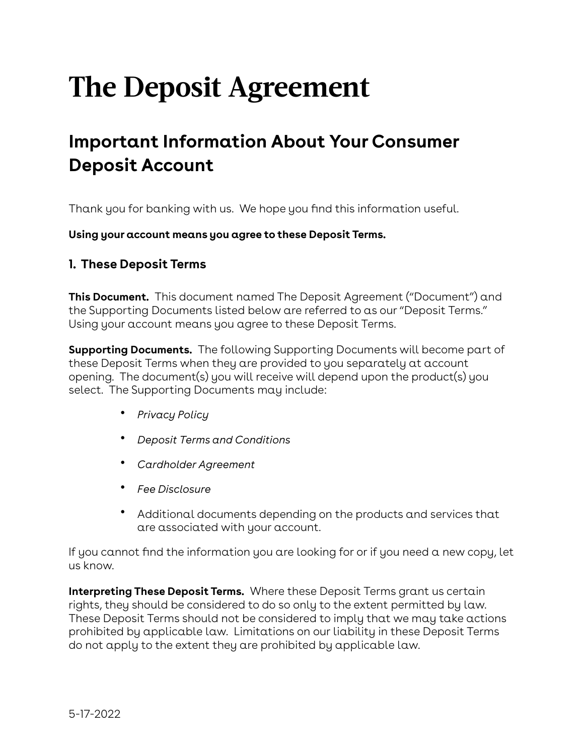# The Deposit Agreement

## Important Information About Your Consumer Deposit Account

Thank you for banking with us. We hope you find this information useful.

**Using your account means you agree to these Deposit Terms.**

### 1. These Deposit Terms

**This Document.** This document named The Deposit Agreement ("Document") and the Supporting Documents listed below are referred to as our "Deposit Terms." Using your account means you agree to these Deposit Terms.

**Supporting Documents.** The following Supporting Documents will become part of these Deposit Terms when they are provided to you separately at account opening. The document(s) you will receive will depend upon the product(s) you select. The Supporting Documents may include:

- *Privacy Policy*
- *Deposit Terms and Conditions*
- *Cardholder Agreement*
- *Fee Disclosure*
- Additional documents depending on the products and services that are associated with your account.

If you cannot find the information you are looking for or if you need a new copy, let us know.

**Interpreting These Deposit Terms.** Where these Deposit Terms grant us certain rights, they should be considered to do so only to the extent permitted by law. These Deposit Terms should not be considered to imply that we may take actions prohibited by applicable law. Limitations on our liability in these Deposit Terms do not apply to the extent they are prohibited by applicable law.

5-17-2022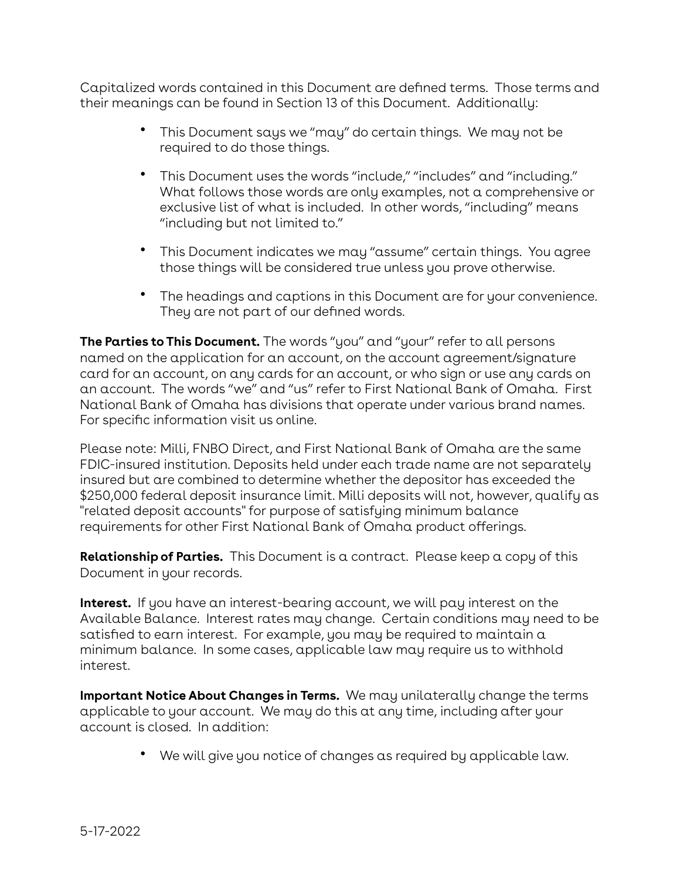Capitalized words contained in this Document are defined terms. Those terms and their meanings can be found in Section 13 of this Document. Additionally:

- This Document says we "may" do certain things. We may not be required to do those things.
- This Document uses the words "include," "includes" and "including." What follows those words are only examples, not a comprehensive or exclusive list of what is included. In other words, "including" means "including but not limited to."
- This Document indicates we may "assume" certain things. You agree those things will be considered true unless you prove otherwise.
- The headings and captions in this Document are for your convenience. They are not part of our defined words.

**The Parties to This Document.** The words "you" and "your" refer to all persons named on the application for an account, on the account agreement/signature card for an account, on any cards for an account, or who sign or use any cards on an account. The words "we" and "us" refer to First National Bank of Omaha. First National Bank of Omaha has divisions that operate under various brand names. For specific information visit us online.

Please note: Milli, FNBO Direct, and First National Bank of Omaha are the same FDIC-insured institution. Deposits held under each trade name are not separately insured but are combined to determine whether the depositor has exceeded the $250,000 federal deposit insurance limit. Milli deposits will not, however, qualify as "related deposit accounts" for purpose of satisfying minimum balance requirements for other First National Bank of Omaha product offerings.

**Relationship of Parties.** This Document is a contract. Please keep a copy of this Document in your records.

**Interest.** If you have an interest-bearing account, we will pay interest on the Available Balance. Interest rates may change. Certain conditions may need to be satisfied to earn interest. For example, you may be required to maintain a minimum balance. In some cases, applicable law may require us to withhold interest.

**Important Notice About Changes in Terms.** We may unilaterally change the terms applicable to your account. We may do this at any time, including after your account is closed. In addition:

- We will give you notice of changes as required by applicable law.

5-17-2022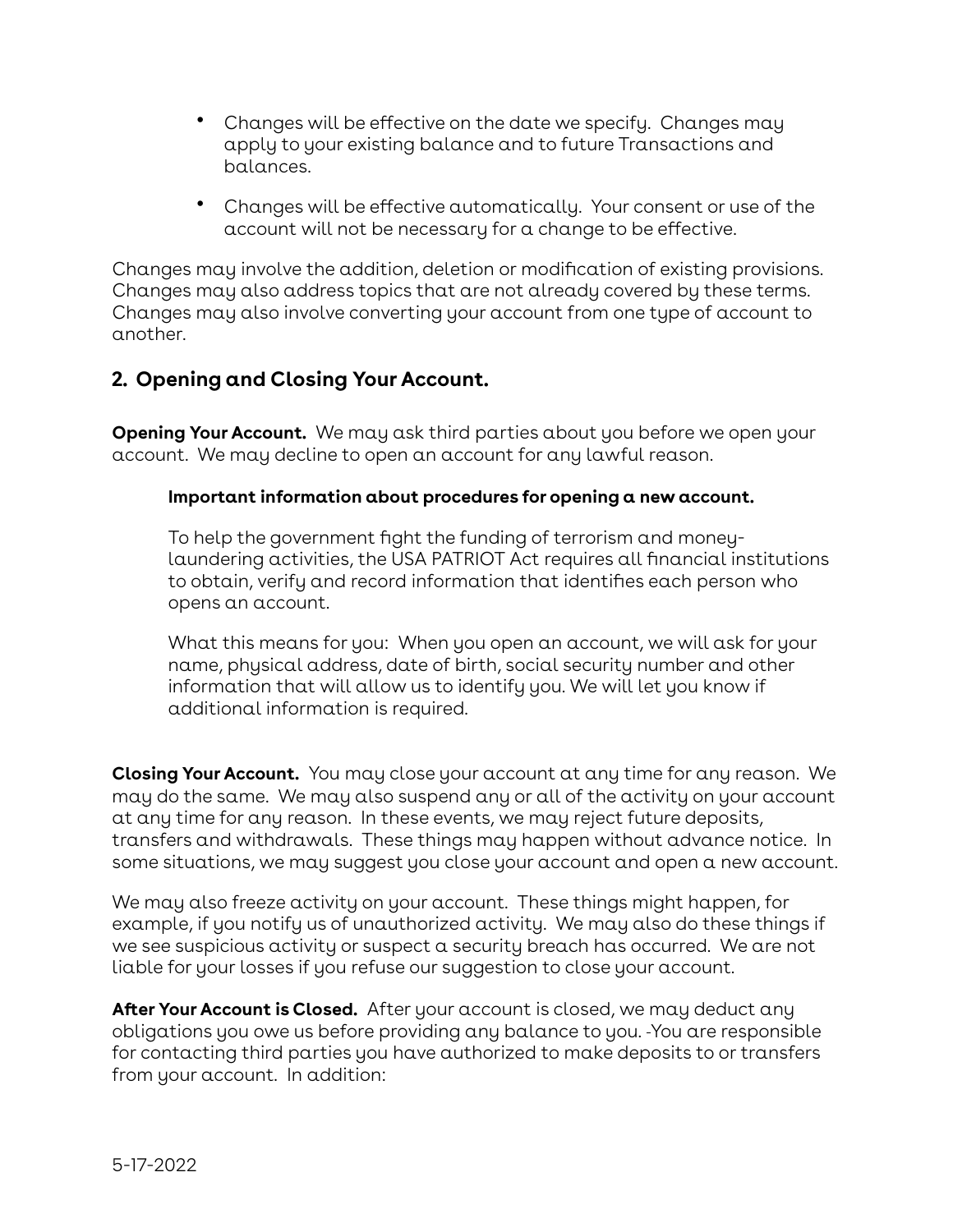- Changes will be effective on the date we specify. Changes may apply to your existing balance and to future Transactions and balances.
- Changes will be effective automatically. Your consent or use of the account will not be necessary for a change to be effective.

Changes may involve the addition, deletion or modification of existing provisions. Changes may also address topics that are not already covered by these terms. Changes may also involve converting your account from one type of account to another.

## 2. Opening and Closing Your Account.

**Opening Your Account.** We may ask third parties about you before we open your account. We may decline to open an account for any lawful reason.

> **Important information about procedures for opening a new account.**
>
> To help the government fight the funding of terrorism and money-laundering activities, the USA PATRIOT Act requires all financial institutions to obtain, verify and record information that identifies each person who opens an account.
>
> What this means for you: When you open an account, we will ask for your name, physical address, date of birth, social security number and other information that will allow us to identify you. We will let you know if additional information is required.

**Closing Your Account.** You may close your account at any time for any reason. We may do the same. We may also suspend any or all of the activity on your account at any time for any reason. In these events, we may reject future deposits, transfers and withdrawals. These things may happen without advance notice. In some situations, we may suggest you close your account and open a new account.

We may also freeze activity on your account. These things might happen, for example, if you notify us of unauthorized activity. We may also do these things if we see suspicious activity or suspect a security breach has occurred. We are not liable for your losses if you refuse our suggestion to close your account.

**After Your Account is Closed.** After your account is closed, we may deduct any obligations you owe us before providing any balance to you. -You are responsible for contacting third parties you have authorized to make deposits to or transfers from your account. In addition:

5-17-2022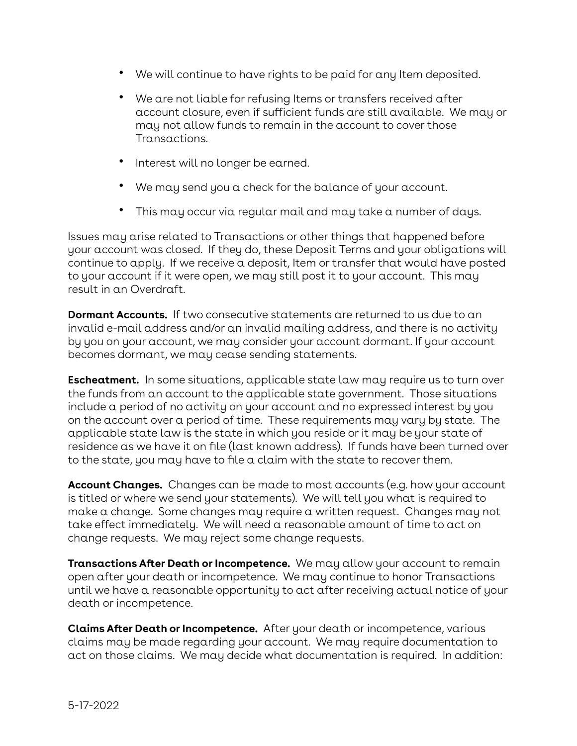- We will continue to have rights to be paid for any Item deposited.
- We are not liable for refusing Items or transfers received after account closure, even if sufficient funds are still available. We may or may not allow funds to remain in the account to cover those Transactions.
- Interest will no longer be earned.
- We may send you a check for the balance of your account.
- This may occur via regular mail and may take a number of days.

Issues may arise related to Transactions or other things that happened before your account was closed. If they do, these Deposit Terms and your obligations will continue to apply. If we receive a deposit, Item or transfer that would have posted to your account if it were open, we may still post it to your account. This may result in an Overdraft.

**Dormant Accounts.** If two consecutive statements are returned to us due to an invalid e-mail address and/or an invalid mailing address, and there is no activity by you on your account, we may consider your account dormant. If your account becomes dormant, we may cease sending statements.

**Escheatment.** In some situations, applicable state law may require us to turn over the funds from an account to the applicable state government. Those situations include a period of no activity on your account and no expressed interest by you on the account over a period of time. These requirements may vary by state. The applicable state law is the state in which you reside or it may be your state of residence as we have it on file (last known address). If funds have been turned over to the state, you may have to file a claim with the state to recover them.

**Account Changes.** Changes can be made to most accounts (e.g. how your account is titled or where we send your statements). We will tell you what is required to make a change. Some changes may require a written request. Changes may not take effect immediately. We will need a reasonable amount of time to act on change requests. We may reject some change requests.

**Transactions After Death or Incompetence.** We may allow your account to remain open after your death or incompetence. We may continue to honor Transactions until we have a reasonable opportunity to act after receiving actual notice of your death or incompetence.

**Claims After Death or Incompetence.** After your death or incompetence, various claims may be made regarding your account. We may require documentation to act on those claims. We may decide what documentation is required. In addition:

5-17-2022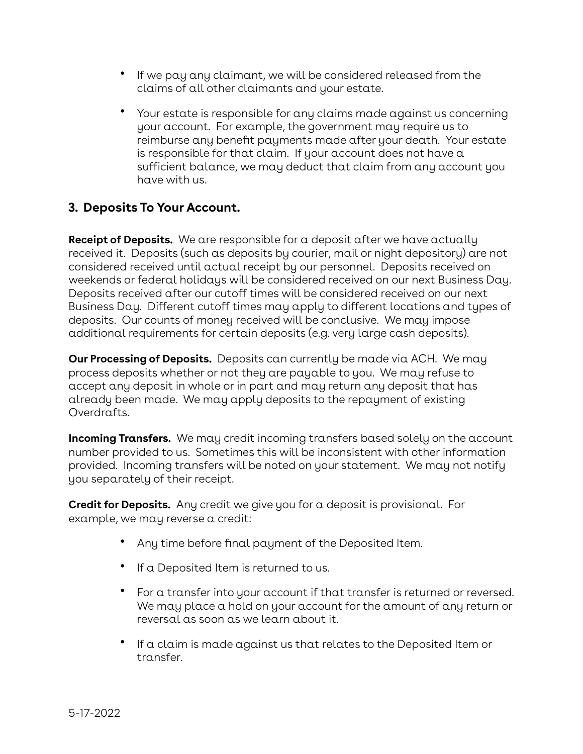- If we pay any claimant, we will be considered released from the claims of all other claimants and your estate.

- Your estate is responsible for any claims made against us concerning your account. For example, the government may require us to reimburse any benefit payments made after your death. Your estate is responsible for that claim. If your account does not have a sufficient balance, we may deduct that claim from any account you have with us.

## 3. Deposits To Your Account.

**Receipt of Deposits.** We are responsible for a deposit after we have actually received it. Deposits (such as deposits by courier, mail or night depository) are not considered received until actual receipt by our personnel. Deposits received on weekends or federal holidays will be considered received on our next Business Day. Deposits received after our cutoff times will be considered received on our next Business Day. Different cutoff times may apply to different locations and types of deposits. Our counts of money received will be conclusive. We may impose additional requirements for certain deposits (e.g. very large cash deposits).

**Our Processing of Deposits.** Deposits can currently be made via ACH. We may process deposits whether or not they are payable to you. We may refuse to accept any deposit in whole or in part and may return any deposit that has already been made. We may apply deposits to the repayment of existing Overdrafts.

**Incoming Transfers.** We may credit incoming transfers based solely on the account number provided to us. Sometimes this will be inconsistent with other information provided. Incoming transfers will be noted on your statement. We may not notify you separately of their receipt.

**Credit for Deposits.** Any credit we give you for a deposit is provisional. For example, we may reverse a credit:

- Any time before final payment of the Deposited Item.

- If a Deposited Item is returned to us.

- For a transfer into your account if that transfer is returned or reversed. We may place a hold on your account for the amount of any return or reversal as soon as we learn about it.

- If a claim is made against us that relates to the Deposited Item or transfer.

5-17-2022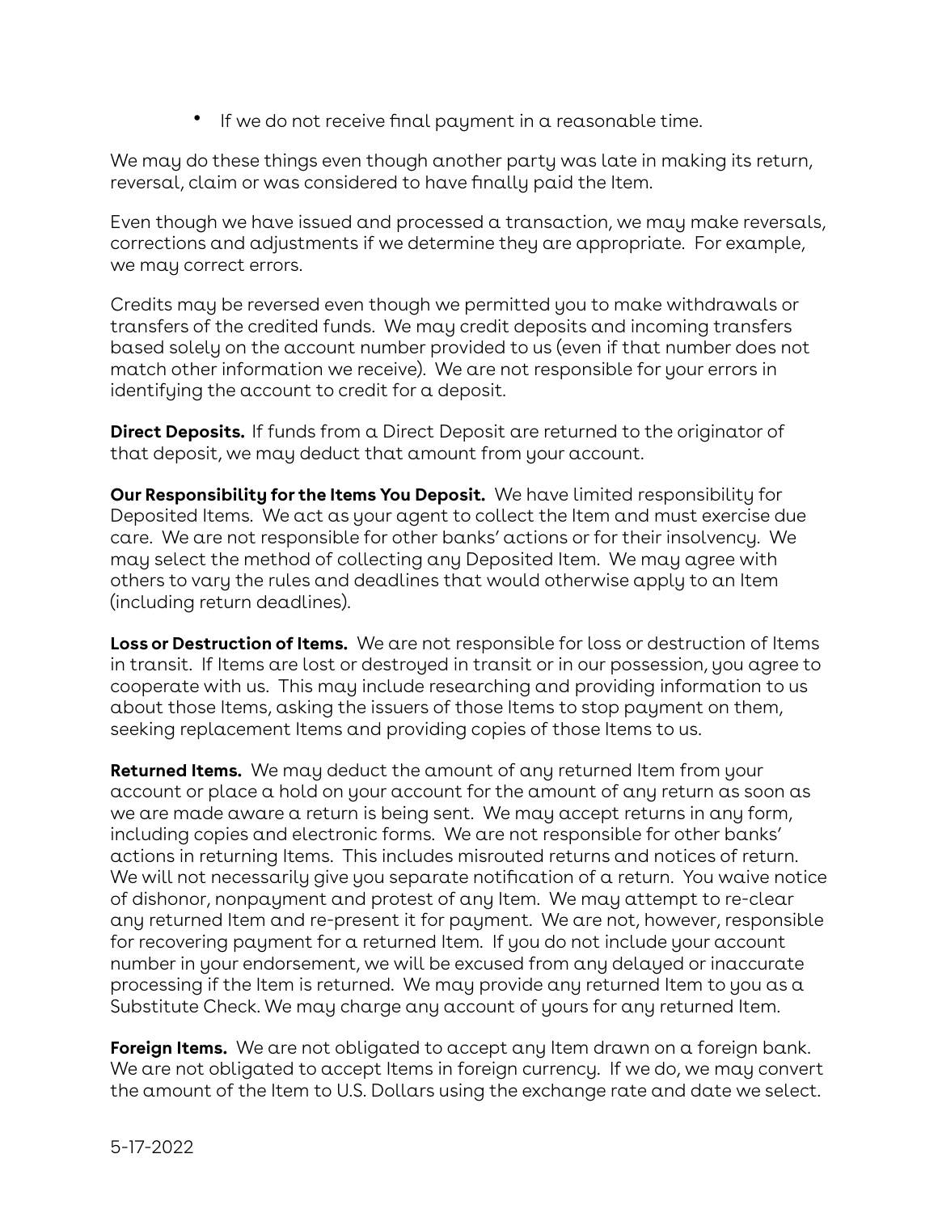- If we do not receive final payment in a reasonable time.

We may do these things even though another party was late in making its return, reversal, claim or was considered to have finally paid the Item.

Even though we have issued and processed a transaction, we may make reversals, corrections and adjustments if we determine they are appropriate. For example, we may correct errors.

Credits may be reversed even though we permitted you to make withdrawals or transfers of the credited funds. We may credit deposits and incoming transfers based solely on the account number provided to us (even if that number does not match other information we receive). We are not responsible for your errors in identifying the account to credit for a deposit.

**Direct Deposits.** If funds from a Direct Deposit are returned to the originator of that deposit, we may deduct that amount from your account.

**Our Responsibility for the Items You Deposit.** We have limited responsibility for Deposited Items. We act as your agent to collect the Item and must exercise due care. We are not responsible for other banks' actions or for their insolvency. We may select the method of collecting any Deposited Item. We may agree with others to vary the rules and deadlines that would otherwise apply to an Item (including return deadlines).

**Loss or Destruction of Items.** We are not responsible for loss or destruction of Items in transit. If Items are lost or destroyed in transit or in our possession, you agree to cooperate with us. This may include researching and providing information to us about those Items, asking the issuers of those Items to stop payment on them, seeking replacement Items and providing copies of those Items to us.

**Returned Items.** We may deduct the amount of any returned Item from your account or place a hold on your account for the amount of any return as soon as we are made aware a return is being sent. We may accept returns in any form, including copies and electronic forms. We are not responsible for other banks' actions in returning Items. This includes misrouted returns and notices of return. We will not necessarily give you separate notification of a return. You waive notice of dishonor, nonpayment and protest of any Item. We may attempt to re-clear any returned Item and re-present it for payment. We are not, however, responsible for recovering payment for a returned Item. If you do not include your account number in your endorsement, we will be excused from any delayed or inaccurate processing if the Item is returned. We may provide any returned Item to you as a Substitute Check. We may charge any account of yours for any returned Item.

**Foreign Items.** We are not obligated to accept any Item drawn on a foreign bank. We are not obligated to accept Items in foreign currency. If we do, we may convert the amount of the Item to U.S. Dollars using the exchange rate and date we select.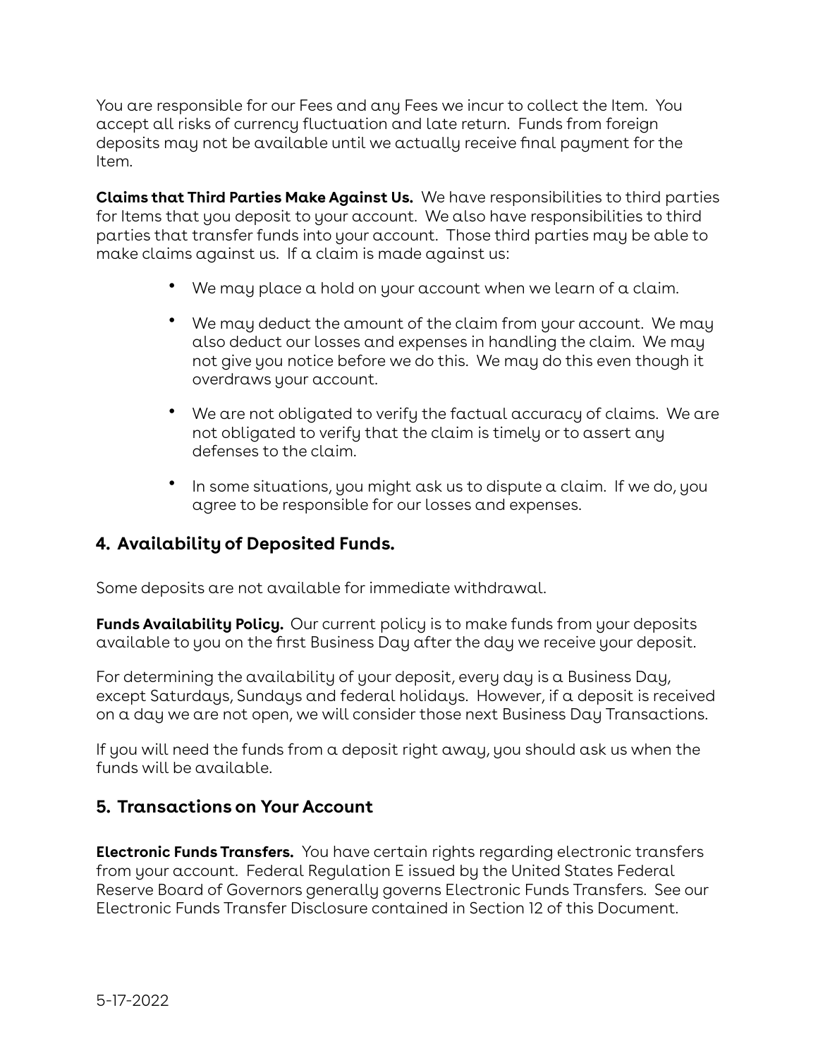You are responsible for our Fees and any Fees we incur to collect the Item. You accept all risks of currency fluctuation and late return. Funds from foreign deposits may not be available until we actually receive final payment for the Item.

**Claims that Third Parties Make Against Us.** We have responsibilities to third parties for Items that you deposit to your account. We also have responsibilities to third parties that transfer funds into your account. Those third parties may be able to make claims against us. If a claim is made against us:

- We may place a hold on your account when we learn of a claim.
- We may deduct the amount of the claim from your account. We may also deduct our losses and expenses in handling the claim. We may not give you notice before we do this. We may do this even though it overdraws your account.
- We are not obligated to verify the factual accuracy of claims. We are not obligated to verify that the claim is timely or to assert any defenses to the claim.
- In some situations, you might ask us to dispute a claim. If we do, you agree to be responsible for our losses and expenses.

## 4. Availability of Deposited Funds.

Some deposits are not available for immediate withdrawal.

**Funds Availability Policy.** Our current policy is to make funds from your deposits available to you on the first Business Day after the day we receive your deposit.

For determining the availability of your deposit, every day is a Business Day, except Saturdays, Sundays and federal holidays. However, if a deposit is received on a day we are not open, we will consider those next Business Day Transactions.

If you will need the funds from a deposit right away, you should ask us when the funds will be available.

## 5. Transactions on Your Account

**Electronic Funds Transfers.** You have certain rights regarding electronic transfers from your account. Federal Regulation E issued by the United States Federal Reserve Board of Governors generally governs Electronic Funds Transfers. See our Electronic Funds Transfer Disclosure contained in Section 12 of this Document.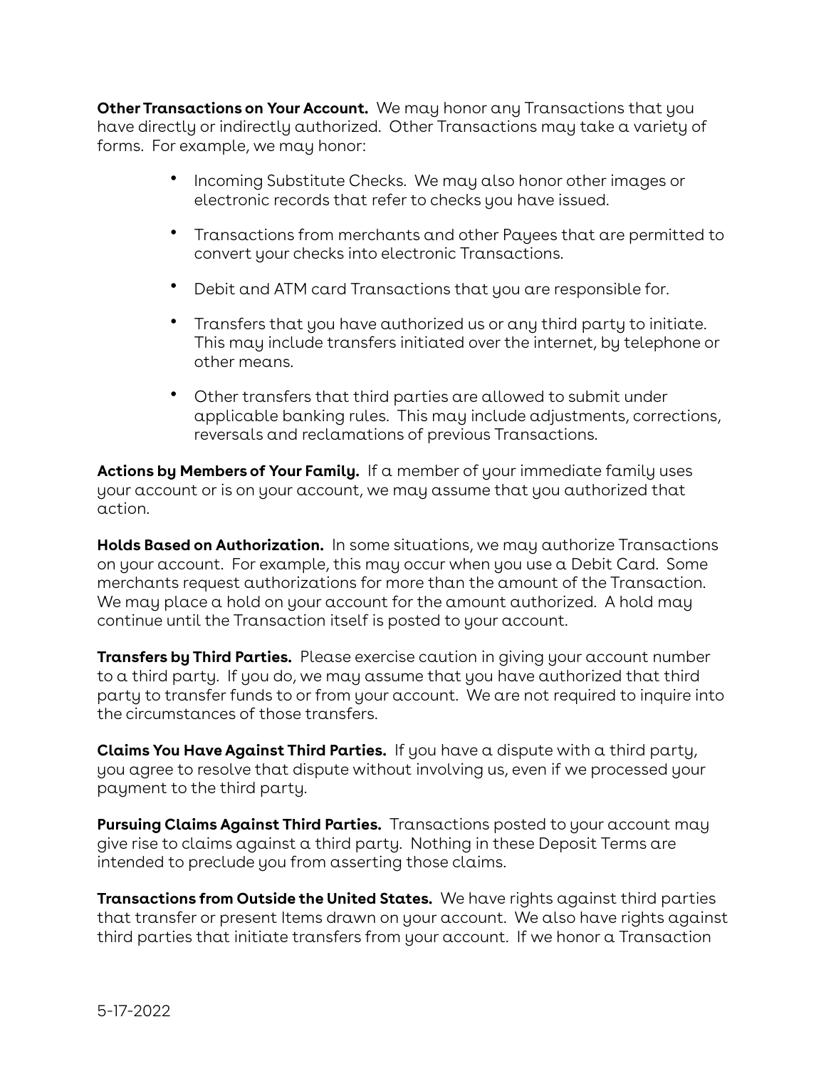**Other Transactions on Your Account.** We may honor any Transactions that you have directly or indirectly authorized. Other Transactions may take a variety of forms. For example, we may honor:

- Incoming Substitute Checks. We may also honor other images or electronic records that refer to checks you have issued.
- Transactions from merchants and other Payees that are permitted to convert your checks into electronic Transactions.
- Debit and ATM card Transactions that you are responsible for.
- Transfers that you have authorized us or any third party to initiate. This may include transfers initiated over the internet, by telephone or other means.
- Other transfers that third parties are allowed to submit under applicable banking rules. This may include adjustments, corrections, reversals and reclamations of previous Transactions.

**Actions by Members of Your Family.** If a member of your immediate family uses your account or is on your account, we may assume that you authorized that action.

**Holds Based on Authorization.** In some situations, we may authorize Transactions on your account. For example, this may occur when you use a Debit Card. Some merchants request authorizations for more than the amount of the Transaction. We may place a hold on your account for the amount authorized. A hold may continue until the Transaction itself is posted to your account.

**Transfers by Third Parties.** Please exercise caution in giving your account number to a third party. If you do, we may assume that you have authorized that third party to transfer funds to or from your account. We are not required to inquire into the circumstances of those transfers.

**Claims You Have Against Third Parties.** If you have a dispute with a third party, you agree to resolve that dispute without involving us, even if we processed your payment to the third party.

**Pursuing Claims Against Third Parties.** Transactions posted to your account may give rise to claims against a third party. Nothing in these Deposit Terms are intended to preclude you from asserting those claims.

**Transactions from Outside the United States.** We have rights against third parties that transfer or present Items drawn on your account. We also have rights against third parties that initiate transfers from your account. If we honor a Transaction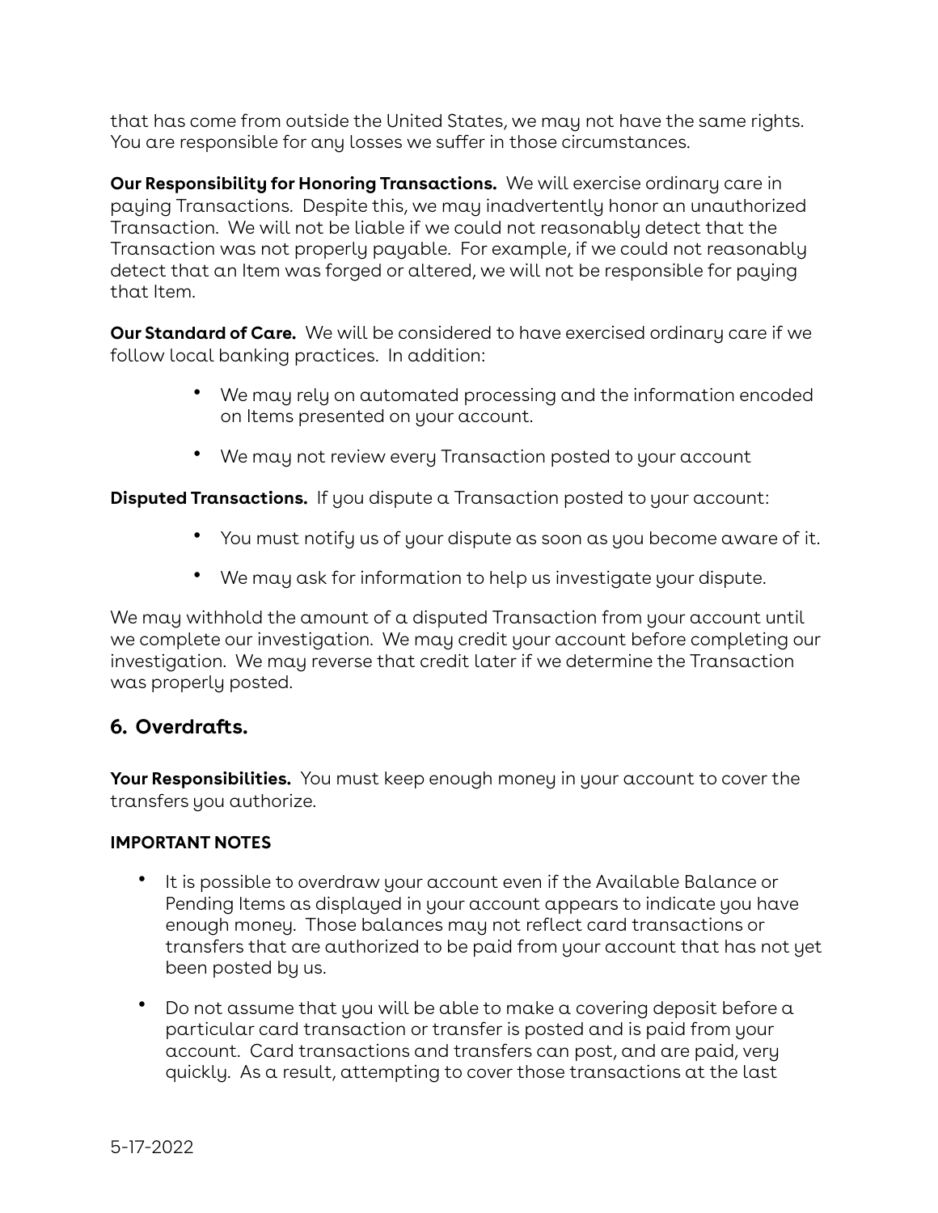that has come from outside the United States, we may not have the same rights. You are responsible for any losses we suffer in those circumstances.

**Our Responsibility for Honoring Transactions.** We will exercise ordinary care in paying Transactions. Despite this, we may inadvertently honor an unauthorized Transaction. We will not be liable if we could not reasonably detect that the Transaction was not properly payable. For example, if we could not reasonably detect that an Item was forged or altered, we will not be responsible for paying that Item.

**Our Standard of Care.** We will be considered to have exercised ordinary care if we follow local banking practices. In addition:

- We may rely on automated processing and the information encoded on Items presented on your account.
- We may not review every Transaction posted to your account

**Disputed Transactions.** If you dispute a Transaction posted to your account:

- You must notify us of your dispute as soon as you become aware of it.
- We may ask for information to help us investigate your dispute.

We may withhold the amount of a disputed Transaction from your account until we complete our investigation. We may credit your account before completing our investigation. We may reverse that credit later if we determine the Transaction was properly posted.

## 6. Overdrafts.

**Your Responsibilities.** You must keep enough money in your account to cover the transfers you authorize.

**IMPORTANT NOTES**

- It is possible to overdraw your account even if the Available Balance or Pending Items as displayed in your account appears to indicate you have enough money. Those balances may not reflect card transactions or transfers that are authorized to be paid from your account that has not yet been posted by us.
- Do not assume that you will be able to make a covering deposit before a particular card transaction or transfer is posted and is paid from your account. Card transactions and transfers can post, and are paid, very quickly. As a result, attempting to cover those transactions at the last

5-17-2022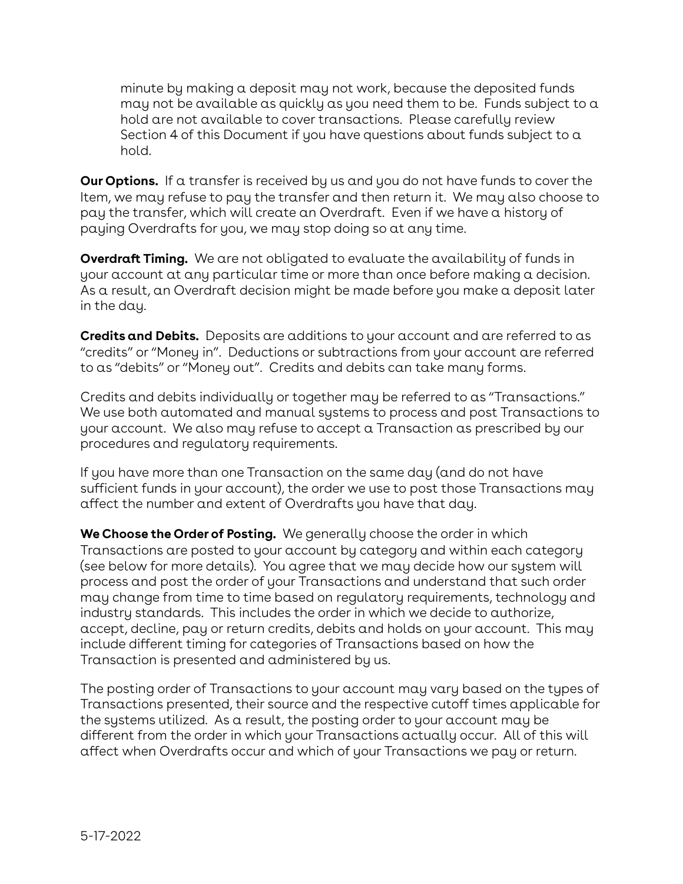minute by making a deposit may not work, because the deposited funds may not be available as quickly as you need them to be. Funds subject to a hold are not available to cover transactions. Please carefully review Section 4 of this Document if you have questions about funds subject to a hold.

**Our Options.** If a transfer is received by us and you do not have funds to cover the Item, we may refuse to pay the transfer and then return it. We may also choose to pay the transfer, which will create an Overdraft. Even if we have a history of paying Overdrafts for you, we may stop doing so at any time.

**Overdraft Timing.** We are not obligated to evaluate the availability of funds in your account at any particular time or more than once before making a decision. As a result, an Overdraft decision might be made before you make a deposit later in the day.

**Credits and Debits.** Deposits are additions to your account and are referred to as "credits" or "Money in". Deductions or subtractions from your account are referred to as "debits" or "Money out". Credits and debits can take many forms.

Credits and debits individually or together may be referred to as "Transactions." We use both automated and manual systems to process and post Transactions to your account. We also may refuse to accept a Transaction as prescribed by our procedures and regulatory requirements.

If you have more than one Transaction on the same day (and do not have sufficient funds in your account), the order we use to post those Transactions may affect the number and extent of Overdrafts you have that day.

**We Choose the Order of Posting.** We generally choose the order in which Transactions are posted to your account by category and within each category (see below for more details). You agree that we may decide how our system will process and post the order of your Transactions and understand that such order may change from time to time based on regulatory requirements, technology and industry standards. This includes the order in which we decide to authorize, accept, decline, pay or return credits, debits and holds on your account. This may include different timing for categories of Transactions based on how the Transaction is presented and administered by us.

The posting order of Transactions to your account may vary based on the types of Transactions presented, their source and the respective cutoff times applicable for the systems utilized. As a result, the posting order to your account may be different from the order in which your Transactions actually occur. All of this will affect when Overdrafts occur and which of your Transactions we pay or return.

5-17-2022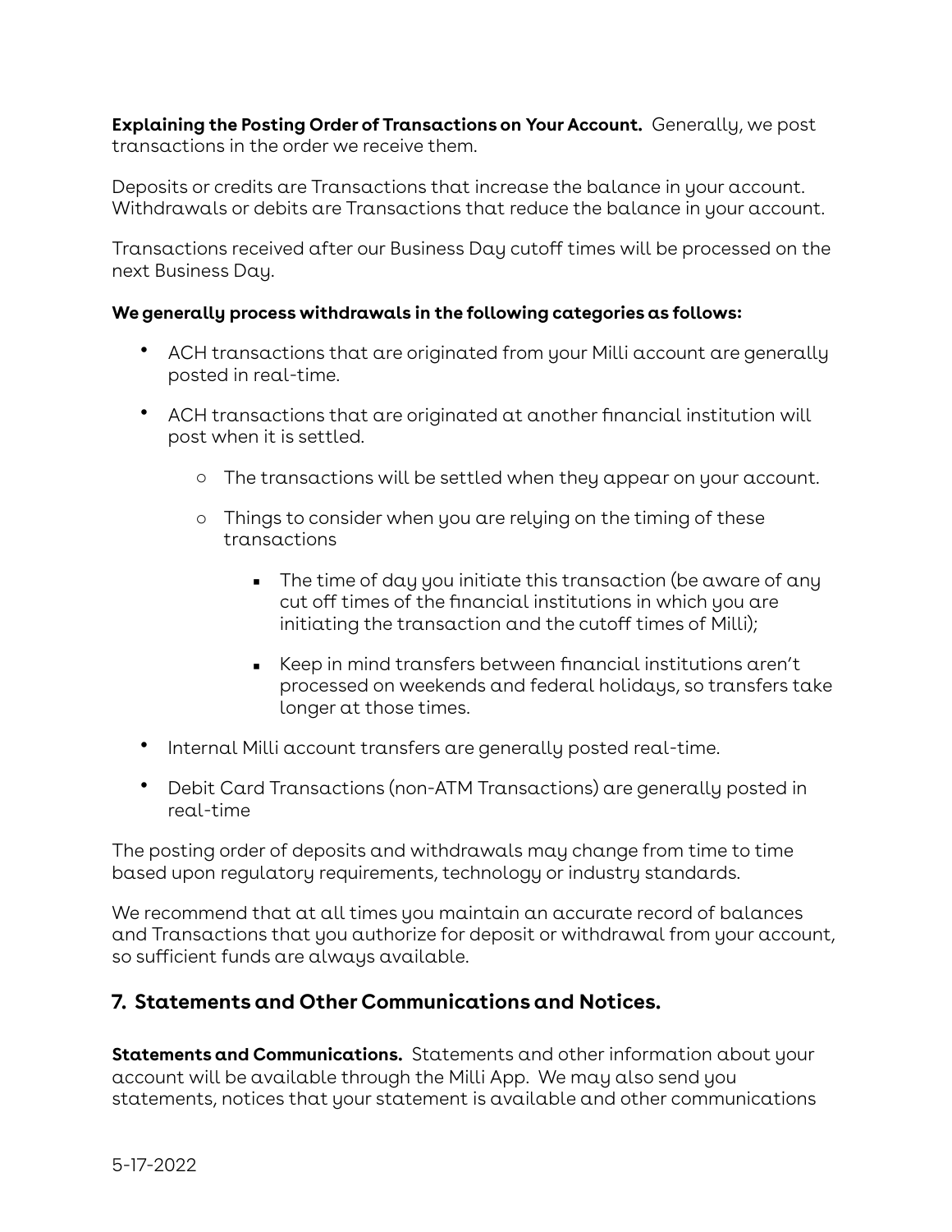**Explaining the Posting Order of Transactions on Your Account.** Generally, we post transactions in the order we receive them.

Deposits or credits are Transactions that increase the balance in your account. Withdrawals or debits are Transactions that reduce the balance in your account.

Transactions received after our Business Day cutoff times will be processed on the next Business Day.

**We generally process withdrawals in the following categories as follows:**

- ACH transactions that are originated from your Milli account are generally posted in real-time.
- ACH transactions that are originated at another financial institution will post when it is settled.
    - The transactions will be settled when they appear on your account.
    - Things to consider when you are relying on the timing of these transactions
        - The time of day you initiate this transaction (be aware of any cut off times of the financial institutions in which you are initiating the transaction and the cutoff times of Milli);
        - Keep in mind transfers between financial institutions aren't processed on weekends and federal holidays, so transfers take longer at those times.
- Internal Milli account transfers are generally posted real-time.
- Debit Card Transactions (non-ATM Transactions) are generally posted in real-time

The posting order of deposits and withdrawals may change from time to time based upon regulatory requirements, technology or industry standards.

We recommend that at all times you maintain an accurate record of balances and Transactions that you authorize for deposit or withdrawal from your account, so sufficient funds are always available.

## 7. Statements and Other Communications and Notices.

**Statements and Communications.** Statements and other information about your account will be available through the Milli App. We may also send you statements, notices that your statement is available and other communications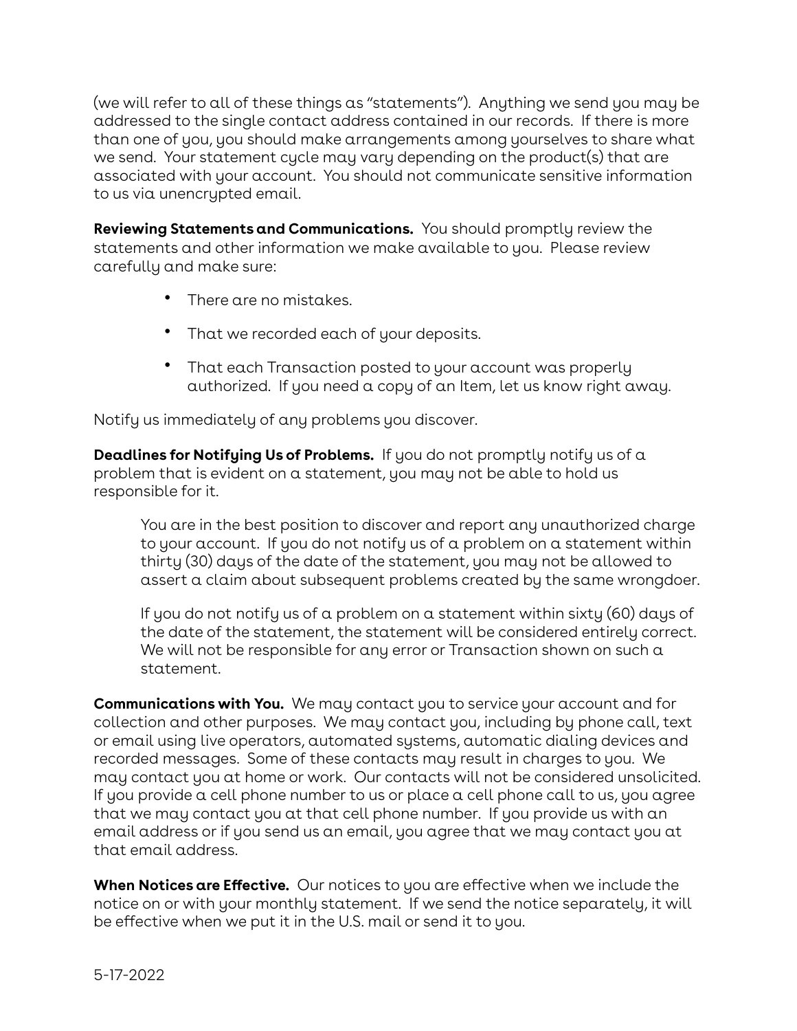(we will refer to all of these things as "statements"). Anything we send you may be addressed to the single contact address contained in our records. If there is more than one of you, you should make arrangements among yourselves to share what we send. Your statement cycle may vary depending on the product(s) that are associated with your account. You should not communicate sensitive information to us via unencrypted email.

**Reviewing Statements and Communications.** You should promptly review the statements and other information we make available to you. Please review carefully and make sure:

- There are no mistakes.
- That we recorded each of your deposits.
- That each Transaction posted to your account was properly authorized. If you need a copy of an Item, let us know right away.

Notify us immediately of any problems you discover.

**Deadlines for Notifying Us of Problems.** If you do not promptly notify us of a problem that is evident on a statement, you may not be able to hold us responsible for it.

> You are in the best position to discover and report any unauthorized charge to your account. If you do not notify us of a problem on a statement within thirty (30) days of the date of the statement, you may not be allowed to assert a claim about subsequent problems created by the same wrongdoer.
>
> If you do not notify us of a problem on a statement within sixty (60) days of the date of the statement, the statement will be considered entirely correct. We will not be responsible for any error or Transaction shown on such a statement.

**Communications with You.** We may contact you to service your account and for collection and other purposes. We may contact you, including by phone call, text or email using live operators, automated systems, automatic dialing devices and recorded messages. Some of these contacts may result in charges to you. We may contact you at home or work. Our contacts will not be considered unsolicited. If you provide a cell phone number to us or place a cell phone call to us, you agree that we may contact you at that cell phone number. If you provide us with an email address or if you send us an email, you agree that we may contact you at that email address.

**When Notices are Effective.** Our notices to you are effective when we include the notice on or with your monthly statement. If we send the notice separately, it will be effective when we put it in the U.S. mail or send it to you.

5-17-2022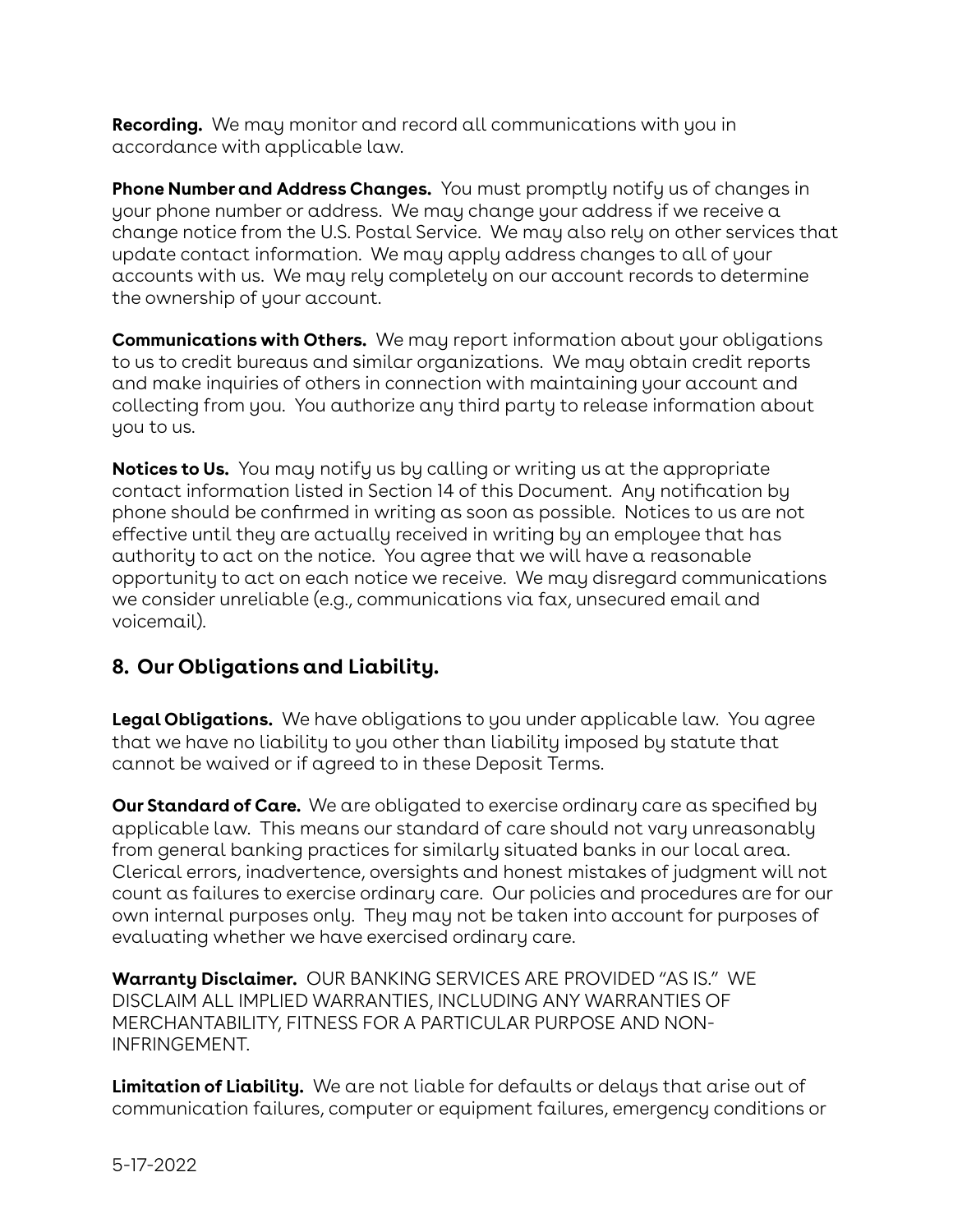**Recording.** We may monitor and record all communications with you in accordance with applicable law.

**Phone Number and Address Changes.** You must promptly notify us of changes in your phone number or address. We may change your address if we receive a change notice from the U.S. Postal Service. We may also rely on other services that update contact information. We may apply address changes to all of your accounts with us. We may rely completely on our account records to determine the ownership of your account.

**Communications with Others.** We may report information about your obligations to us to credit bureaus and similar organizations. We may obtain credit reports and make inquiries of others in connection with maintaining your account and collecting from you. You authorize any third party to release information about you to us.

**Notices to Us.** You may notify us by calling or writing us at the appropriate contact information listed in Section 14 of this Document. Any notification by phone should be confirmed in writing as soon as possible. Notices to us are not effective until they are actually received in writing by an employee that has authority to act on the notice. You agree that we will have a reasonable opportunity to act on each notice we receive. We may disregard communications we consider unreliable (e.g., communications via fax, unsecured email and voicemail).

## 8. Our Obligations and Liability.

**Legal Obligations.** We have obligations to you under applicable law. You agree that we have no liability to you other than liability imposed by statute that cannot be waived or if agreed to in these Deposit Terms.

**Our Standard of Care.** We are obligated to exercise ordinary care as specified by applicable law. This means our standard of care should not vary unreasonably from general banking practices for similarly situated banks in our local area. Clerical errors, inadvertence, oversights and honest mistakes of judgment will not count as failures to exercise ordinary care. Our policies and procedures are for our own internal purposes only. They may not be taken into account for purposes of evaluating whether we have exercised ordinary care.

**Warranty Disclaimer.** OUR BANKING SERVICES ARE PROVIDED "AS IS." WE DISCLAIM ALL IMPLIED WARRANTIES, INCLUDING ANY WARRANTIES OF MERCHANTABILITY, FITNESS FOR A PARTICULAR PURPOSE AND NON-INFRINGEMENT.

**Limitation of Liability.** We are not liable for defaults or delays that arise out of communication failures, computer or equipment failures, emergency conditions or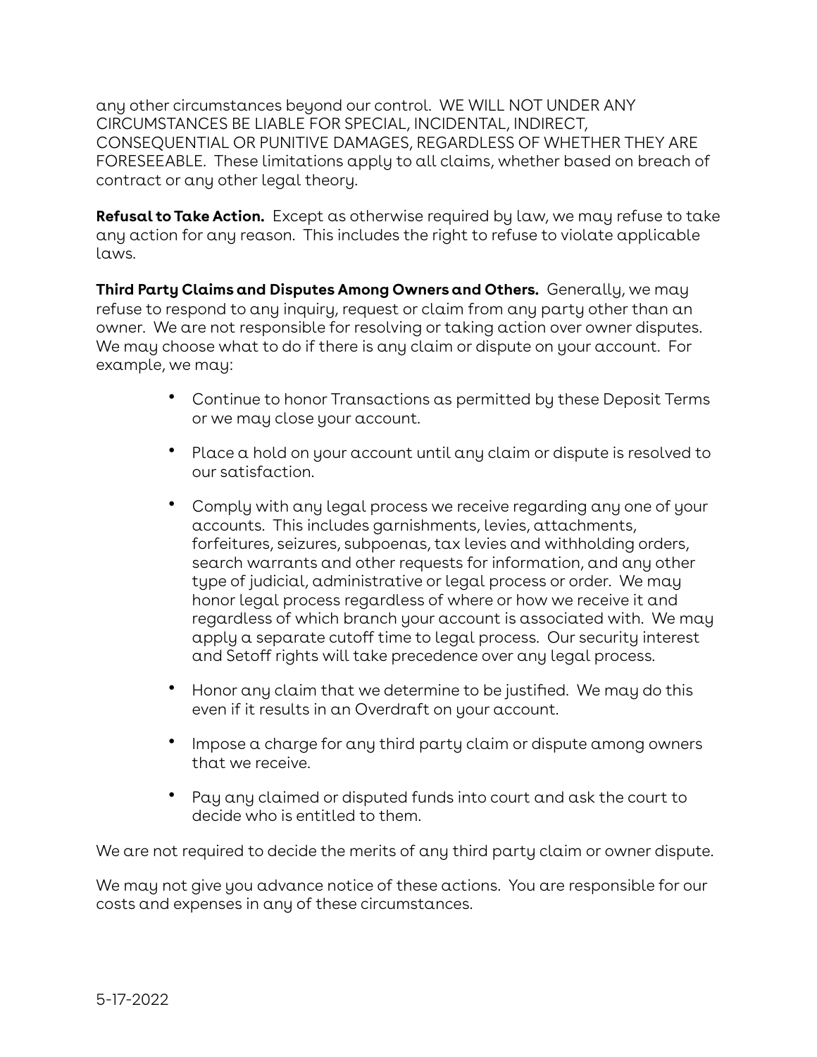any other circumstances beyond our control. WE WILL NOT UNDER ANY CIRCUMSTANCES BE LIABLE FOR SPECIAL, INCIDENTAL, INDIRECT, CONSEQUENTIAL OR PUNITIVE DAMAGES, REGARDLESS OF WHETHER THEY ARE FORESEEABLE. These limitations apply to all claims, whether based on breach of contract or any other legal theory.

**Refusal to Take Action.** Except as otherwise required by law, we may refuse to take any action for any reason. This includes the right to refuse to violate applicable laws.

**Third Party Claims and Disputes Among Owners and Others.** Generally, we may refuse to respond to any inquiry, request or claim from any party other than an owner. We are not responsible for resolving or taking action over owner disputes. We may choose what to do if there is any claim or dispute on your account. For example, we may:

- Continue to honor Transactions as permitted by these Deposit Terms or we may close your account.
- Place a hold on your account until any claim or dispute is resolved to our satisfaction.
- Comply with any legal process we receive regarding any one of your accounts. This includes garnishments, levies, attachments, forfeitures, seizures, subpoenas, tax levies and withholding orders, search warrants and other requests for information, and any other type of judicial, administrative or legal process or order. We may honor legal process regardless of where or how we receive it and regardless of which branch your account is associated with. We may apply a separate cutoff time to legal process. Our security interest and Setoff rights will take precedence over any legal process.
- Honor any claim that we determine to be justified. We may do this even if it results in an Overdraft on your account.
- Impose a charge for any third party claim or dispute among owners that we receive.
- Pay any claimed or disputed funds into court and ask the court to decide who is entitled to them.

We are not required to decide the merits of any third party claim or owner dispute.

We may not give you advance notice of these actions. You are responsible for our costs and expenses in any of these circumstances.

5-17-2022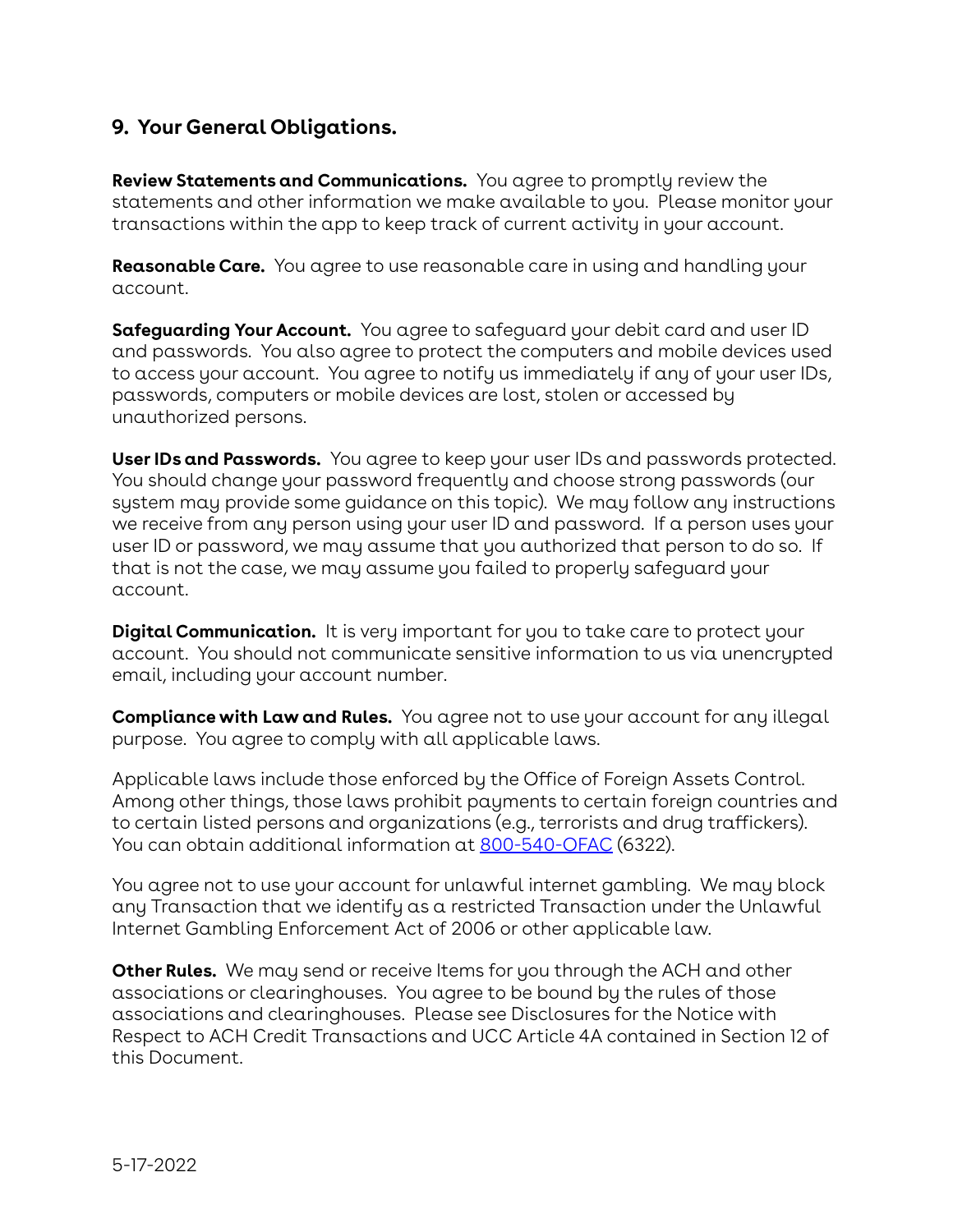## 9. Your General Obligations.

**Review Statements and Communications.** You agree to promptly review the statements and other information we make available to you. Please monitor your transactions within the app to keep track of current activity in your account.

**Reasonable Care.** You agree to use reasonable care in using and handling your account.

**Safeguarding Your Account.** You agree to safeguard your debit card and user ID and passwords. You also agree to protect the computers and mobile devices used to access your account. You agree to notify us immediately if any of your user IDs, passwords, computers or mobile devices are lost, stolen or accessed by unauthorized persons.

**User IDs and Passwords.** You agree to keep your user IDs and passwords protected. You should change your password frequently and choose strong passwords (our system may provide some guidance on this topic). We may follow any instructions we receive from any person using your user ID and password. If a person uses your user ID or password, we may assume that you authorized that person to do so. If that is not the case, we may assume you failed to properly safeguard your account.

**Digital Communication.** It is very important for you to take care to protect your account. You should not communicate sensitive information to us via unencrypted email, including your account number.

**Compliance with Law and Rules.** You agree not to use your account for any illegal purpose. You agree to comply with all applicable laws.

Applicable laws include those enforced by the Office of Foreign Assets Control. Among other things, those laws prohibit payments to certain foreign countries and to certain listed persons and organizations (e.g., terrorists and drug traffickers). You can obtain additional information at 800-540-OFAC (6322).

You agree not to use your account for unlawful internet gambling. We may block any Transaction that we identify as a restricted Transaction under the Unlawful Internet Gambling Enforcement Act of 2006 or other applicable law.

**Other Rules.** We may send or receive Items for you through the ACH and other associations or clearinghouses. You agree to be bound by the rules of those associations and clearinghouses. Please see Disclosures for the Notice with Respect to ACH Credit Transactions and UCC Article 4A contained in Section 12 of this Document.

5-17-2022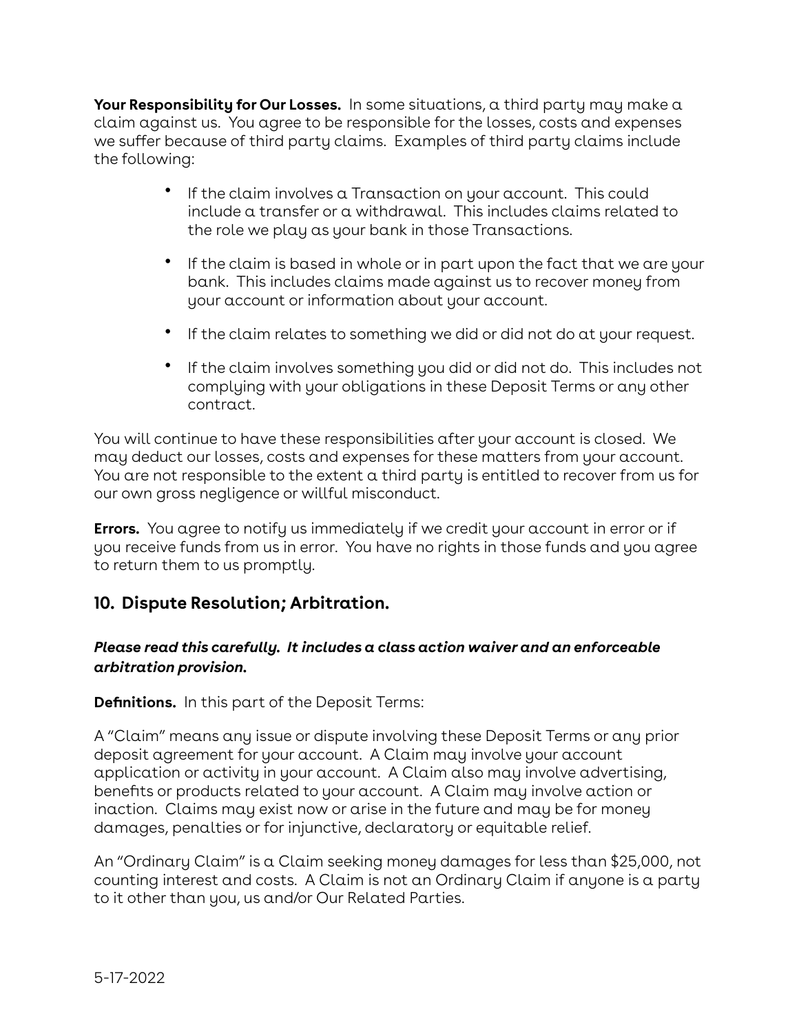**Your Responsibility for Our Losses.** In some situations, a third party may make a claim against us. You agree to be responsible for the losses, costs and expenses we suffer because of third party claims. Examples of third party claims include the following:

- If the claim involves a Transaction on your account. This could include a transfer or a withdrawal. This includes claims related to the role we play as your bank in those Transactions.
- If the claim is based in whole or in part upon the fact that we are your bank. This includes claims made against us to recover money from your account or information about your account.
- If the claim relates to something we did or did not do at your request.
- If the claim involves something you did or did not do. This includes not complying with your obligations in these Deposit Terms or any other contract.

You will continue to have these responsibilities after your account is closed. We may deduct our losses, costs and expenses for these matters from your account. You are not responsible to the extent a third party is entitled to recover from us for our own gross negligence or willful misconduct.

**Errors.** You agree to notify us immediately if we credit your account in error or if you receive funds from us in error. You have no rights in those funds and you agree to return them to us promptly.

## 10. Dispute Resolution; Arbitration.

***Please read this carefully. It includes a class action waiver and an enforceable arbitration provision.***

**Definitions.** In this part of the Deposit Terms:

A "Claim" means any issue or dispute involving these Deposit Terms or any prior deposit agreement for your account. A Claim may involve your account application or activity in your account. A Claim also may involve advertising, benefits or products related to your account. A Claim may involve action or inaction. Claims may exist now or arise in the future and may be for money damages, penalties or for injunctive, declaratory or equitable relief.

An "Ordinary Claim" is a Claim seeking money damages for less than $25,000, not counting interest and costs. A Claim is not an Ordinary Claim if anyone is a party to it other than you, us and/or Our Related Parties.

5-17-2022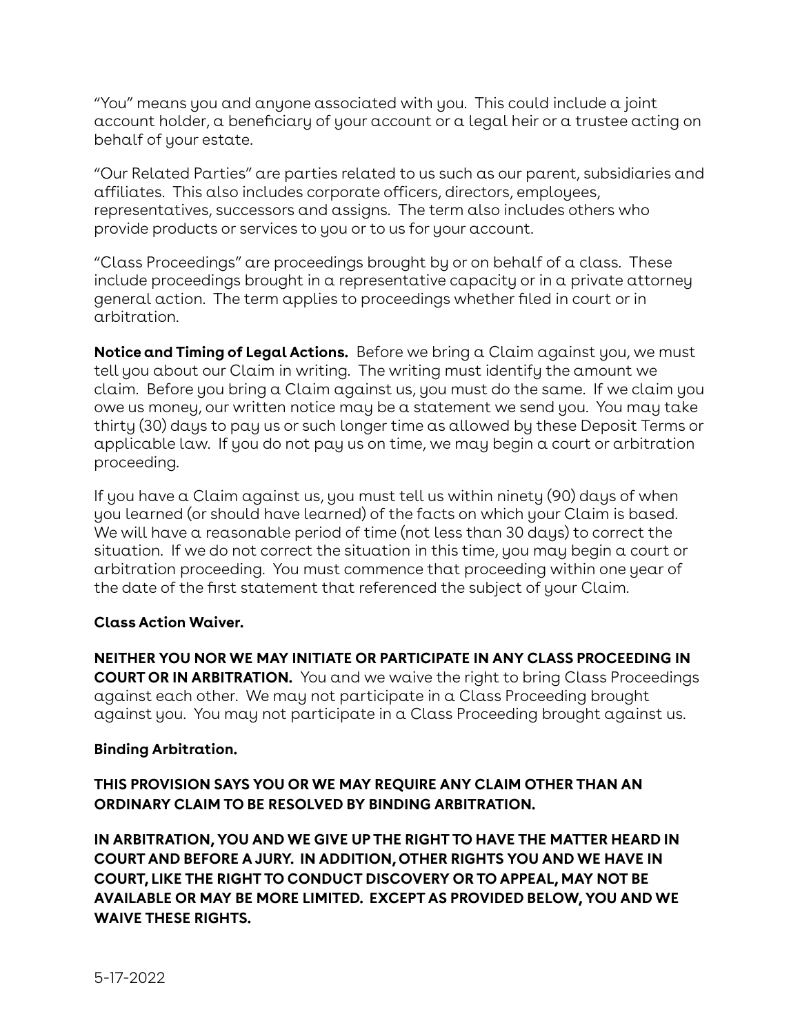"You" means you and anyone associated with you. This could include a joint account holder, a beneficiary of your account or a legal heir or a trustee acting on behalf of your estate.

"Our Related Parties" are parties related to us such as our parent, subsidiaries and affiliates. This also includes corporate officers, directors, employees, representatives, successors and assigns. The term also includes others who provide products or services to you or to us for your account.

"Class Proceedings" are proceedings brought by or on behalf of a class. These include proceedings brought in a representative capacity or in a private attorney general action. The term applies to proceedings whether filed in court or in arbitration.

**Notice and Timing of Legal Actions.** Before we bring a Claim against you, we must tell you about our Claim in writing. The writing must identify the amount we claim. Before you bring a Claim against us, you must do the same. If we claim you owe us money, our written notice may be a statement we send you. You may take thirty (30) days to pay us or such longer time as allowed by these Deposit Terms or applicable law. If you do not pay us on time, we may begin a court or arbitration proceeding.

If you have a Claim against us, you must tell us within ninety (90) days of when you learned (or should have learned) of the facts on which your Claim is based. We will have a reasonable period of time (not less than 30 days) to correct the situation. If we do not correct the situation in this time, you may begin a court or arbitration proceeding. You must commence that proceeding within one year of the date of the first statement that referenced the subject of your Claim.

**Class Action Waiver.**

**NEITHER YOU NOR WE MAY INITIATE OR PARTICIPATE IN ANY CLASS PROCEEDING IN COURT OR IN ARBITRATION.** You and we waive the right to bring Class Proceedings against each other. We may not participate in a Class Proceeding brought against you. You may not participate in a Class Proceeding brought against us.

**Binding Arbitration.**

**THIS PROVISION SAYS YOU OR WE MAY REQUIRE ANY CLAIM OTHER THAN AN ORDINARY CLAIM TO BE RESOLVED BY BINDING ARBITRATION.**

**IN ARBITRATION, YOU AND WE GIVE UP THE RIGHT TO HAVE THE MATTER HEARD IN COURT AND BEFORE A JURY. IN ADDITION, OTHER RIGHTS YOU AND WE HAVE IN COURT, LIKE THE RIGHT TO CONDUCT DISCOVERY OR TO APPEAL, MAY NOT BE AVAILABLE OR MAY BE MORE LIMITED. EXCEPT AS PROVIDED BELOW, YOU AND WE WAIVE THESE RIGHTS.**

5-17-2022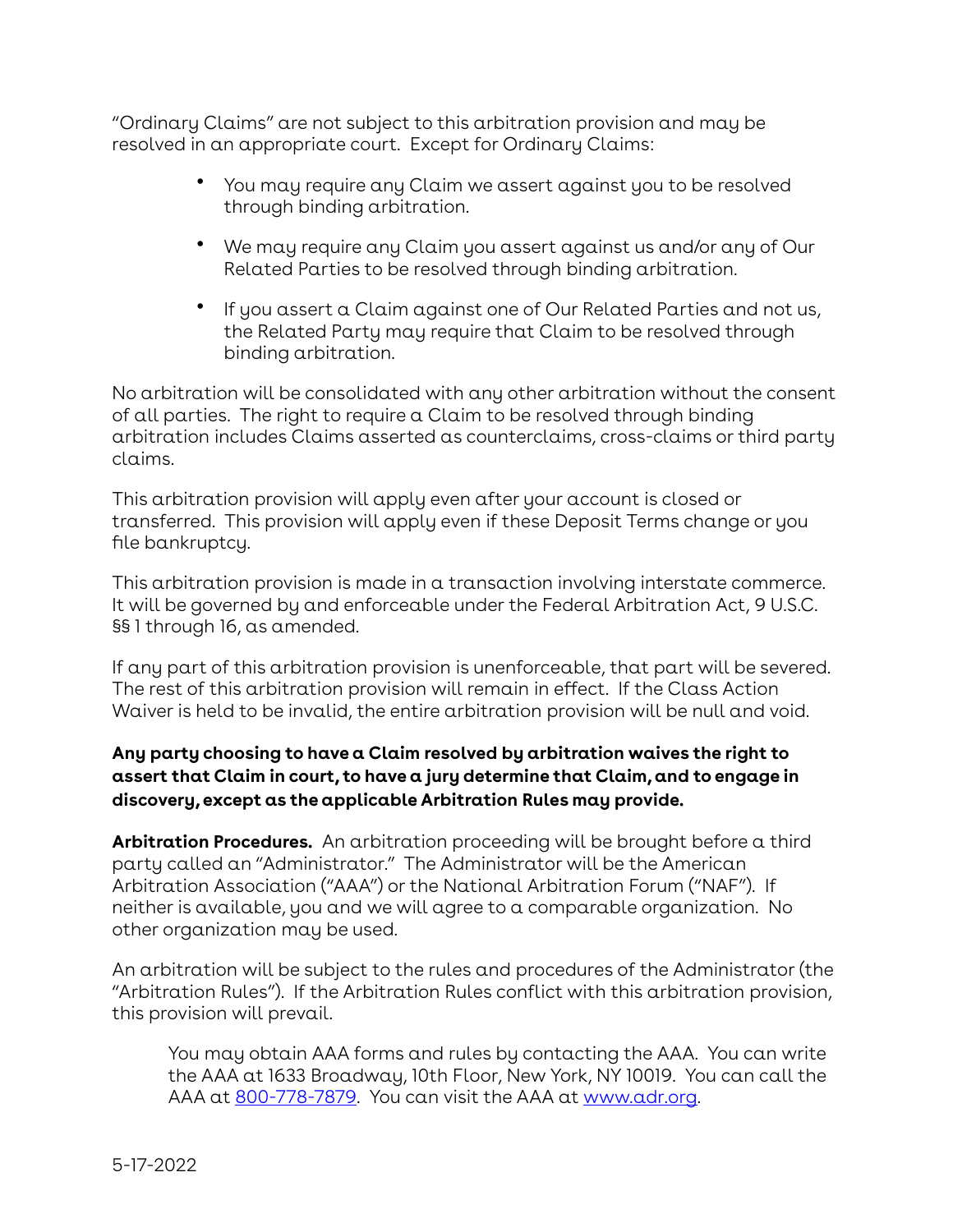"Ordinary Claims" are not subject to this arbitration provision and may be resolved in an appropriate court. Except for Ordinary Claims:

- You may require any Claim we assert against you to be resolved through binding arbitration.
- We may require any Claim you assert against us and/or any of Our Related Parties to be resolved through binding arbitration.
- If you assert a Claim against one of Our Related Parties and not us, the Related Party may require that Claim to be resolved through binding arbitration.

No arbitration will be consolidated with any other arbitration without the consent of all parties. The right to require a Claim to be resolved through binding arbitration includes Claims asserted as counterclaims, cross-claims or third party claims.

This arbitration provision will apply even after your account is closed or transferred. This provision will apply even if these Deposit Terms change or you file bankruptcy.

This arbitration provision is made in a transaction involving interstate commerce. It will be governed by and enforceable under the Federal Arbitration Act, 9 U.S.C. §§ 1 through 16, as amended.

If any part of this arbitration provision is unenforceable, that part will be severed. The rest of this arbitration provision will remain in effect. If the Class Action Waiver is held to be invalid, the entire arbitration provision will be null and void.

**Any party choosing to have a Claim resolved by arbitration waives the right to assert that Claim in court, to have a jury determine that Claim, and to engage in discovery, except as the applicable Arbitration Rules may provide.**

**Arbitration Procedures.** An arbitration proceeding will be brought before a third party called an "Administrator." The Administrator will be the American Arbitration Association ("AAA") or the National Arbitration Forum ("NAF"). If neither is available, you and we will agree to a comparable organization. No other organization may be used.

An arbitration will be subject to the rules and procedures of the Administrator (the "Arbitration Rules"). If the Arbitration Rules conflict with this arbitration provision, this provision will prevail.

> You may obtain AAA forms and rules by contacting the AAA. You can write the AAA at 1633 Broadway, 10th Floor, New York, NY 10019. You can call the AAA at 800-778-7879. You can visit the AAA at www.adr.org.

5-17-2022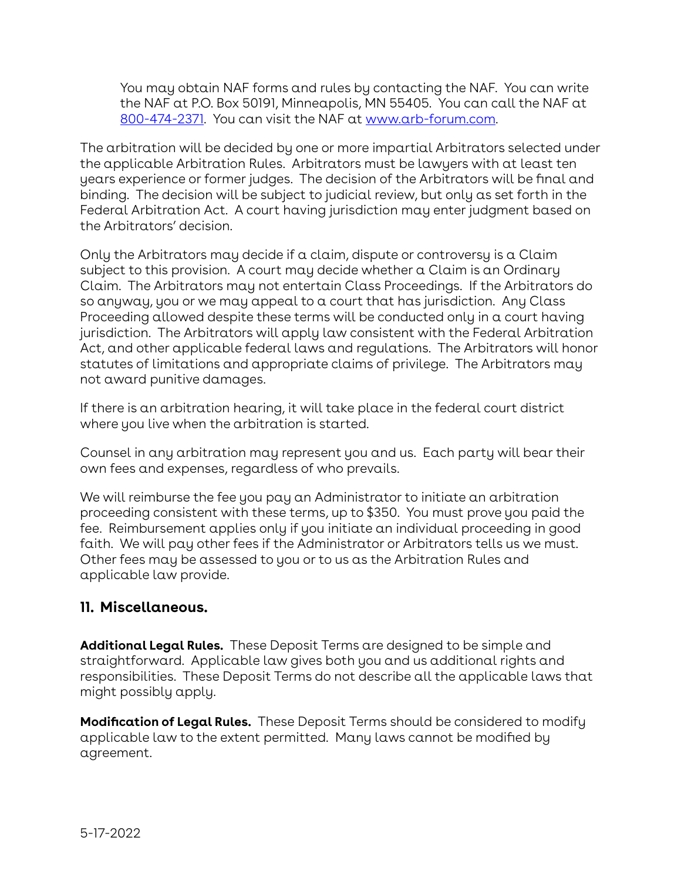You may obtain NAF forms and rules by contacting the NAF. You can write the NAF at P.O. Box 50191, Minneapolis, MN 55405. You can call the NAF at [800-474-2371](tel:800-474-2371). You can visit the NAF at [www.arb-forum.com](http://www.arb-forum.com).

The arbitration will be decided by one or more impartial Arbitrators selected under the applicable Arbitration Rules. Arbitrators must be lawyers with at least ten years experience or former judges. The decision of the Arbitrators will be final and binding. The decision will be subject to judicial review, but only as set forth in the Federal Arbitration Act. A court having jurisdiction may enter judgment based on the Arbitrators' decision.

Only the Arbitrators may decide if a claim, dispute or controversy is a Claim subject to this provision. A court may decide whether a Claim is an Ordinary Claim. The Arbitrators may not entertain Class Proceedings. If the Arbitrators do so anyway, you or we may appeal to a court that has jurisdiction. Any Class Proceeding allowed despite these terms will be conducted only in a court having jurisdiction. The Arbitrators will apply law consistent with the Federal Arbitration Act, and other applicable federal laws and regulations. The Arbitrators will honor statutes of limitations and appropriate claims of privilege. The Arbitrators may not award punitive damages.

If there is an arbitration hearing, it will take place in the federal court district where you live when the arbitration is started.

Counsel in any arbitration may represent you and us. Each party will bear their own fees and expenses, regardless of who prevails.

We will reimburse the fee you pay an Administrator to initiate an arbitration proceeding consistent with these terms, up to $350. You must prove you paid the fee. Reimbursement applies only if you initiate an individual proceeding in good faith. We will pay other fees if the Administrator or Arbitrators tells us we must. Other fees may be assessed to you or to us as the Arbitration Rules and applicable law provide.

## 11. Miscellaneous.

**Additional Legal Rules.** These Deposit Terms are designed to be simple and straightforward. Applicable law gives both you and us additional rights and responsibilities. These Deposit Terms do not describe all the applicable laws that might possibly apply.

**Modification of Legal Rules.** These Deposit Terms should be considered to modify applicable law to the extent permitted. Many laws cannot be modified by agreement.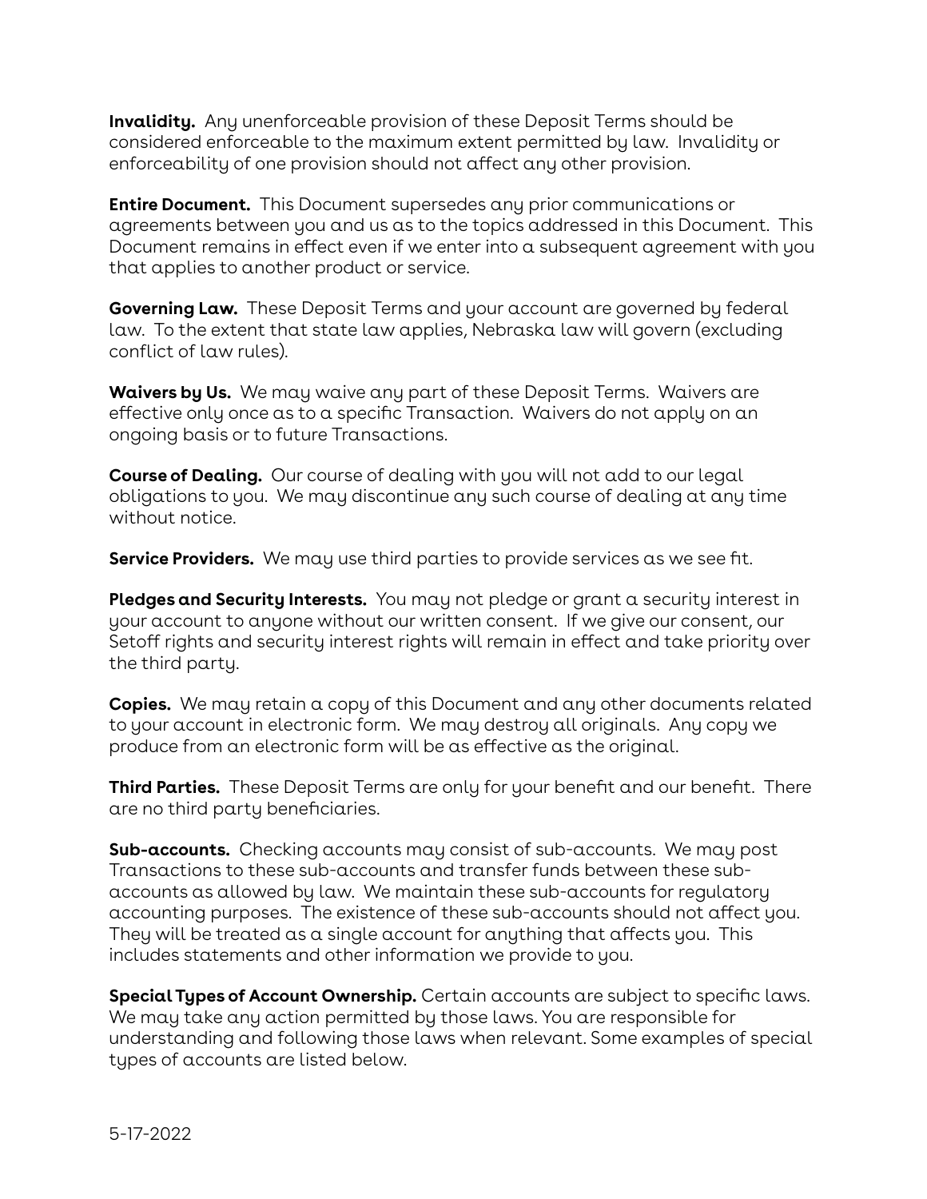**Invalidity.** Any unenforceable provision of these Deposit Terms should be considered enforceable to the maximum extent permitted by law. Invalidity or enforceability of one provision should not affect any other provision.

**Entire Document.** This Document supersedes any prior communications or agreements between you and us as to the topics addressed in this Document. This Document remains in effect even if we enter into a subsequent agreement with you that applies to another product or service.

**Governing Law.** These Deposit Terms and your account are governed by federal law. To the extent that state law applies, Nebraska law will govern (excluding conflict of law rules).

**Waivers by Us.** We may waive any part of these Deposit Terms. Waivers are effective only once as to a specific Transaction. Waivers do not apply on an ongoing basis or to future Transactions.

**Course of Dealing.** Our course of dealing with you will not add to our legal obligations to you. We may discontinue any such course of dealing at any time without notice.

**Service Providers.** We may use third parties to provide services as we see fit.

**Pledges and Security Interests.** You may not pledge or grant a security interest in your account to anyone without our written consent. If we give our consent, our Setoff rights and security interest rights will remain in effect and take priority over the third party.

**Copies.** We may retain a copy of this Document and any other documents related to your account in electronic form. We may destroy all originals. Any copy we produce from an electronic form will be as effective as the original.

**Third Parties.** These Deposit Terms are only for your benefit and our benefit. There are no third party beneficiaries.

**Sub-accounts.** Checking accounts may consist of sub-accounts. We may post Transactions to these sub-accounts and transfer funds between these sub-accounts as allowed by law. We maintain these sub-accounts for regulatory accounting purposes. The existence of these sub-accounts should not affect you. They will be treated as a single account for anything that affects you. This includes statements and other information we provide to you.

**Special Types of Account Ownership.** Certain accounts are subject to specific laws. We may take any action permitted by those laws. You are responsible for understanding and following those laws when relevant. Some examples of special types of accounts are listed below.

5-17-2022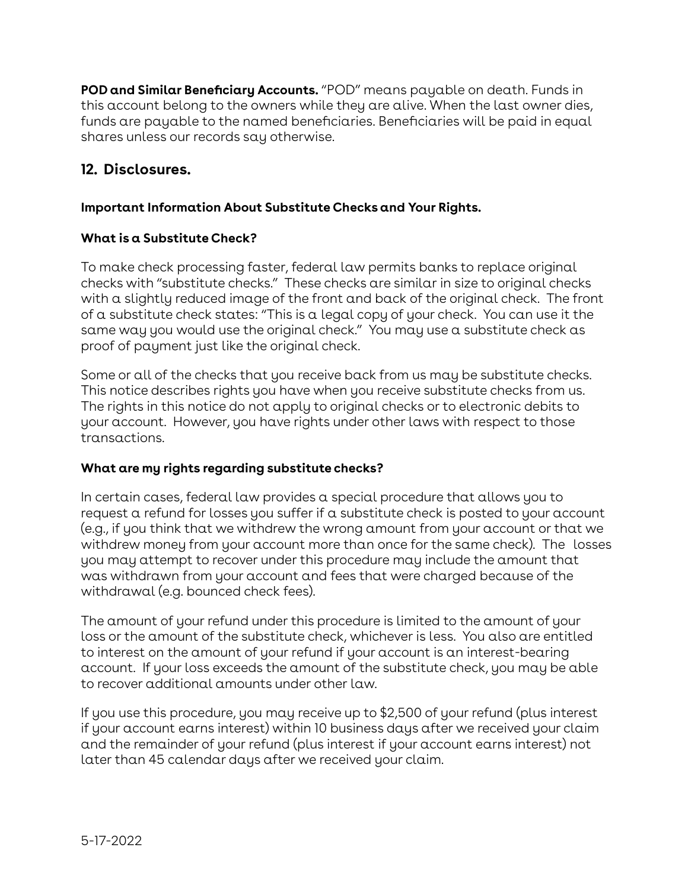**POD and Similar Beneficiary Accounts.** "POD" means payable on death. Funds in this account belong to the owners while they are alive. When the last owner dies, funds are payable to the named beneficiaries. Beneficiaries will be paid in equal shares unless our records say otherwise.

## 12. Disclosures.

### Important Information About Substitute Checks and Your Rights.

### What is a Substitute Check?

To make check processing faster, federal law permits banks to replace original checks with "substitute checks." These checks are similar in size to original checks with a slightly reduced image of the front and back of the original check. The front of a substitute check states: "This is a legal copy of your check. You can use it the same way you would use the original check." You may use a substitute check as proof of payment just like the original check.

Some or all of the checks that you receive back from us may be substitute checks. This notice describes rights you have when you receive substitute checks from us. The rights in this notice do not apply to original checks or to electronic debits to your account. However, you have rights under other laws with respect to those transactions.

### What are my rights regarding substitute checks?

In certain cases, federal law provides a special procedure that allows you to request a refund for losses you suffer if a substitute check is posted to your account (e.g., if you think that we withdrew the wrong amount from your account or that we withdrew money from your account more than once for the same check). The losses you may attempt to recover under this procedure may include the amount that was withdrawn from your account and fees that were charged because of the withdrawal (e.g. bounced check fees).

The amount of your refund under this procedure is limited to the amount of your loss or the amount of the substitute check, whichever is less. You also are entitled to interest on the amount of your refund if your account is an interest-bearing account. If your loss exceeds the amount of the substitute check, you may be able to recover additional amounts under other law.

If you use this procedure, you may receive up to $2,500 of your refund (plus interest if your account earns interest) within 10 business days after we received your claim and the remainder of your refund (plus interest if your account earns interest) not later than 45 calendar days after we received your claim.

5-17-2022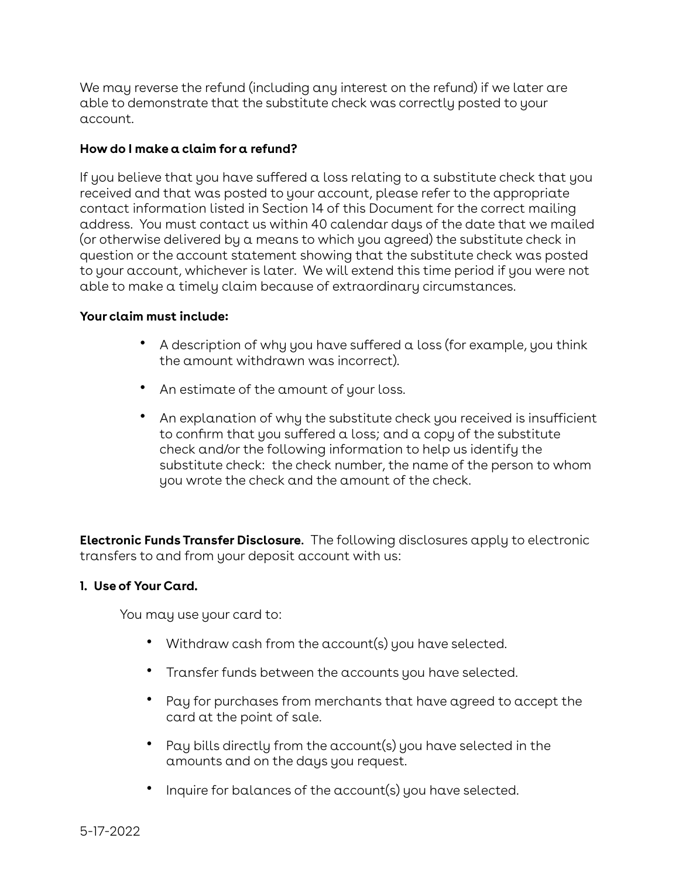We may reverse the refund (including any interest on the refund) if we later are able to demonstrate that the substitute check was correctly posted to your account.

**How do I make a claim for a refund?**

If you believe that you have suffered a loss relating to a substitute check that you received and that was posted to your account, please refer to the appropriate contact information listed in Section 14 of this Document for the correct mailing address. You must contact us within 40 calendar days of the date that we mailed (or otherwise delivered by a means to which you agreed) the substitute check in question or the account statement showing that the substitute check was posted to your account, whichever is later. We will extend this time period if you were not able to make a timely claim because of extraordinary circumstances.

**Your claim must include:**

- A description of why you have suffered a loss (for example, you think the amount withdrawn was incorrect).
- An estimate of the amount of your loss.
- An explanation of why the substitute check you received is insufficient to confirm that you suffered a loss; and a copy of the substitute check and/or the following information to help us identify the substitute check: the check number, the name of the person to whom you wrote the check and the amount of the check.

**Electronic Funds Transfer Disclosure.** The following disclosures apply to electronic transfers to and from your deposit account with us:

**1. Use of Your Card.**

You may use your card to:

- Withdraw cash from the account(s) you have selected.
- Transfer funds between the accounts you have selected.
- Pay for purchases from merchants that have agreed to accept the card at the point of sale.
- Pay bills directly from the account(s) you have selected in the amounts and on the days you request.
- Inquire for balances of the account(s) you have selected.

5-17-2022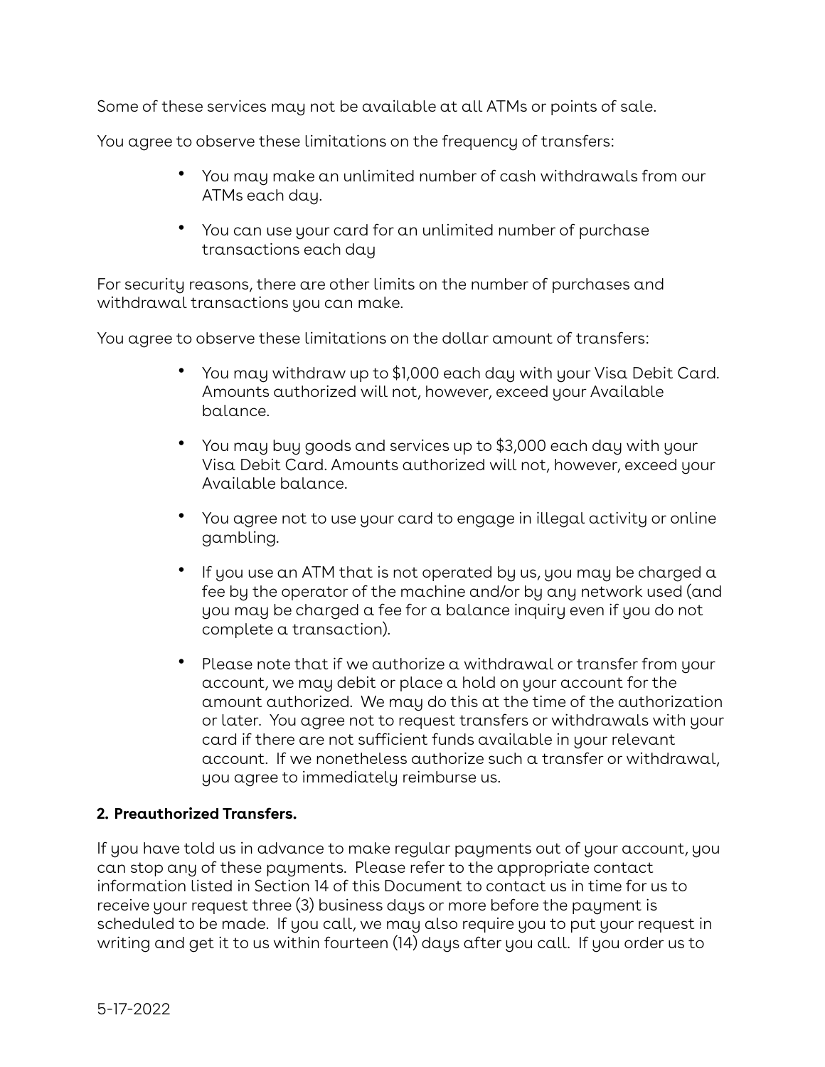Some of these services may not be available at all ATMs or points of sale.

You agree to observe these limitations on the frequency of transfers:

- You may make an unlimited number of cash withdrawals from our ATMs each day.
- You can use your card for an unlimited number of purchase transactions each day

For security reasons, there are other limits on the number of purchases and withdrawal transactions you can make.

You agree to observe these limitations on the dollar amount of transfers:

- You may withdraw up to $1,000 each day with your Visa Debit Card. Amounts authorized will not, however, exceed your Available balance.
- You may buy goods and services up to $3,000 each day with your Visa Debit Card. Amounts authorized will not, however, exceed your Available balance.
- You agree not to use your card to engage in illegal activity or online gambling.
- If you use an ATM that is not operated by us, you may be charged a fee by the operator of the machine and/or by any network used (and you may be charged a fee for a balance inquiry even if you do not complete a transaction).
- Please note that if we authorize a withdrawal or transfer from your account, we may debit or place a hold on your account for the amount authorized. We may do this at the time of the authorization or later. You agree not to request transfers or withdrawals with your card if there are not sufficient funds available in your relevant account. If we nonetheless authorize such a transfer or withdrawal, you agree to immediately reimburse us.

**2. Preauthorized Transfers.**

If you have told us in advance to make regular payments out of your account, you can stop any of these payments. Please refer to the appropriate contact information listed in Section 14 of this Document to contact us in time for us to receive your request three (3) business days or more before the payment is scheduled to be made. If you call, we may also require you to put your request in writing and get it to us within fourteen (14) days after you call. If you order us to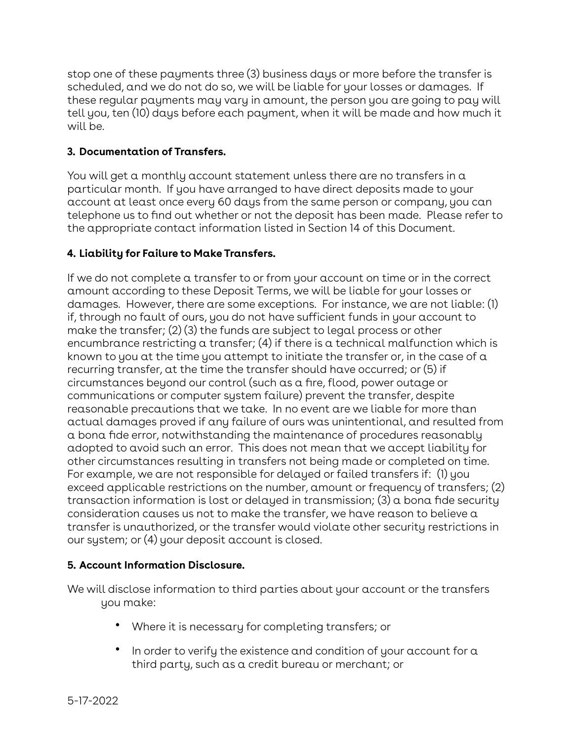stop one of these payments three (3) business days or more before the transfer is scheduled, and we do not do so, we will be liable for your losses or damages. If these regular payments may vary in amount, the person you are going to pay will tell you, ten (10) days before each payment, when it will be made and how much it will be.

**3. Documentation of Transfers.**

You will get a monthly account statement unless there are no transfers in a particular month. If you have arranged to have direct deposits made to your account at least once every 60 days from the same person or company, you can telephone us to find out whether or not the deposit has been made. Please refer to the appropriate contact information listed in Section 14 of this Document.

**4. Liability for Failure to Make Transfers.**

If we do not complete a transfer to or from your account on time or in the correct amount according to these Deposit Terms, we will be liable for your losses or damages. However, there are some exceptions. For instance, we are not liable: (1) if, through no fault of ours, you do not have sufficient funds in your account to make the transfer; (2) (3) the funds are subject to legal process or other encumbrance restricting a transfer; (4) if there is a technical malfunction which is known to you at the time you attempt to initiate the transfer or, in the case of a recurring transfer, at the time the transfer should have occurred; or (5) if circumstances beyond our control (such as a fire, flood, power outage or communications or computer system failure) prevent the transfer, despite reasonable precautions that we take. In no event are we liable for more than actual damages proved if any failure of ours was unintentional, and resulted from a bona fide error, notwithstanding the maintenance of procedures reasonably adopted to avoid such an error. This does not mean that we accept liability for other circumstances resulting in transfers not being made or completed on time. For example, we are not responsible for delayed or failed transfers if: (1) you exceed applicable restrictions on the number, amount or frequency of transfers; (2) transaction information is lost or delayed in transmission; (3) a bona fide security consideration causes us not to make the transfer, we have reason to believe a transfer is unauthorized, or the transfer would violate other security restrictions in our system; or (4) your deposit account is closed.

**5. Account Information Disclosure.**

We will disclose information to third parties about your account or the transfers you make:

- Where it is necessary for completing transfers; or
- In order to verify the existence and condition of your account for a third party, such as a credit bureau or merchant; or

5-17-2022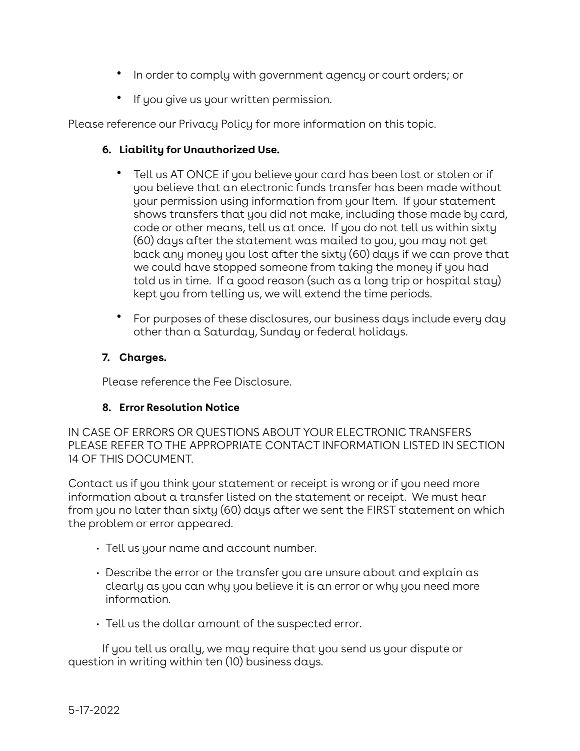- In order to comply with government agency or court orders; or
- If you give us your written permission.

Please reference our Privacy Policy for more information on this topic.

## 6. Liability for Unauthorized Use.

- Tell us AT ONCE if you believe your card has been lost or stolen or if you believe that an electronic funds transfer has been made without your permission using information from your Item. If your statement shows transfers that you did not make, including those made by card, code or other means, tell us at once. If you do not tell us within sixty (60) days after the statement was mailed to you, you may not get back any money you lost after the sixty (60) days if we can prove that we could have stopped someone from taking the money if you had told us in time. If a good reason (such as a long trip or hospital stay) kept you from telling us, we will extend the time periods.
- For purposes of these disclosures, our business days include every day other than a Saturday, Sunday or federal holidays.

## 7. Charges.

Please reference the Fee Disclosure.

## 8. Error Resolution Notice

IN CASE OF ERRORS OR QUESTIONS ABOUT YOUR ELECTRONIC TRANSFERS PLEASE REFER TO THE APPROPRIATE CONTACT INFORMATION LISTED IN SECTION 14 OF THIS DOCUMENT.

Contact us if you think your statement or receipt is wrong or if you need more information about a transfer listed on the statement or receipt. We must hear from you no later than sixty (60) days after we sent the FIRST statement on which the problem or error appeared.

- Tell us your name and account number.
- Describe the error or the transfer you are unsure about and explain as clearly as you can why you believe it is an error or why you need more information.
- Tell us the dollar amount of the suspected error.

If you tell us orally, we may require that you send us your dispute or question in writing within ten (10) business days.

5-17-2022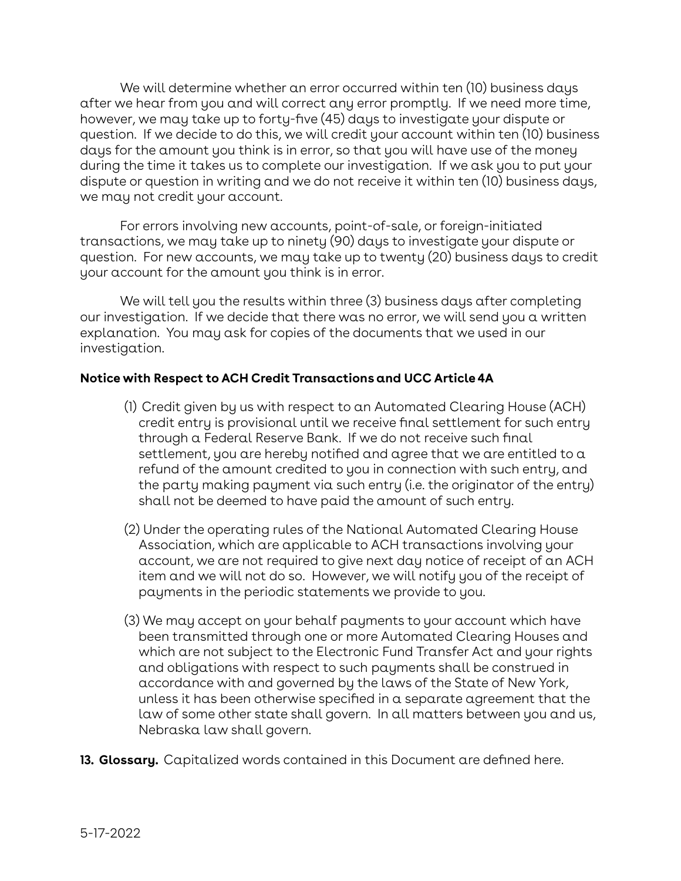We will determine whether an error occurred within ten (10) business days after we hear from you and will correct any error promptly. If we need more time, however, we may take up to forty-five (45) days to investigate your dispute or question. If we decide to do this, we will credit your account within ten (10) business days for the amount you think is in error, so that you will have use of the money during the time it takes us to complete our investigation. If we ask you to put your dispute or question in writing and we do not receive it within ten (10) business days, we may not credit your account.

For errors involving new accounts, point-of-sale, or foreign-initiated transactions, we may take up to ninety (90) days to investigate your dispute or question. For new accounts, we may take up to twenty (20) business days to credit your account for the amount you think is in error.

We will tell you the results within three (3) business days after completing our investigation. If we decide that there was no error, we will send you a written explanation. You may ask for copies of the documents that we used in our investigation.

**Notice with Respect to ACH Credit Transactions and UCC Article 4A**

(1) Credit given by us with respect to an Automated Clearing House (ACH) credit entry is provisional until we receive final settlement for such entry through a Federal Reserve Bank. If we do not receive such final settlement, you are hereby notified and agree that we are entitled to a refund of the amount credited to you in connection with such entry, and the party making payment via such entry (i.e. the originator of the entry) shall not be deemed to have paid the amount of such entry.

(2) Under the operating rules of the National Automated Clearing House Association, which are applicable to ACH transactions involving your account, we are not required to give next day notice of receipt of an ACH item and we will not do so. However, we will notify you of the receipt of payments in the periodic statements we provide to you.

(3) We may accept on your behalf payments to your account which have been transmitted through one or more Automated Clearing Houses and which are not subject to the Electronic Fund Transfer Act and your rights and obligations with respect to such payments shall be construed in accordance with and governed by the laws of the State of New York, unless it has been otherwise specified in a separate agreement that the law of some other state shall govern. In all matters between you and us, Nebraska law shall govern.

**13. Glossary.** Capitalized words contained in this Document are defined here.

5-17-2022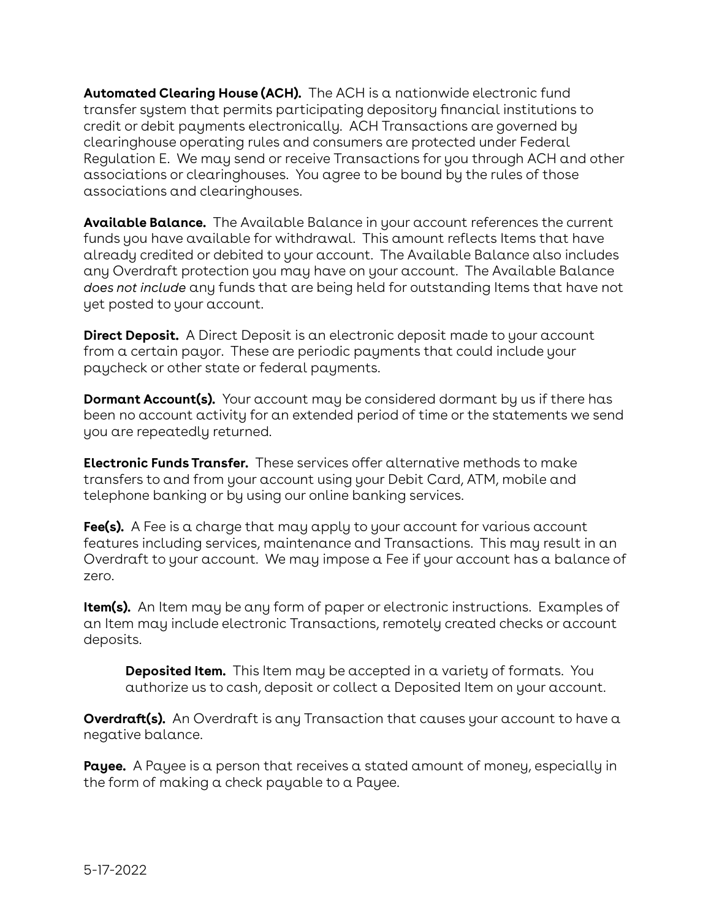**Automated Clearing House (ACH).** The ACH is a nationwide electronic fund transfer system that permits participating depository financial institutions to credit or debit payments electronically. ACH Transactions are governed by clearinghouse operating rules and consumers are protected under Federal Regulation E. We may send or receive Transactions for you through ACH and other associations or clearinghouses. You agree to be bound by the rules of those associations and clearinghouses.

**Available Balance.** The Available Balance in your account references the current funds you have available for withdrawal. This amount reflects Items that have already credited or debited to your account. The Available Balance also includes any Overdraft protection you may have on your account. The Available Balance *does not include* any funds that are being held for outstanding Items that have not yet posted to your account.

**Direct Deposit.** A Direct Deposit is an electronic deposit made to your account from a certain payor. These are periodic payments that could include your paycheck or other state or federal payments.

**Dormant Account(s).** Your account may be considered dormant by us if there has been no account activity for an extended period of time or the statements we send you are repeatedly returned.

**Electronic Funds Transfer.** These services offer alternative methods to make transfers to and from your account using your Debit Card, ATM, mobile and telephone banking or by using our online banking services.

**Fee(s).** A Fee is a charge that may apply to your account for various account features including services, maintenance and Transactions. This may result in an Overdraft to your account. We may impose a Fee if your account has a balance of zero.

**Item(s).** An Item may be any form of paper or electronic instructions. Examples of an Item may include electronic Transactions, remotely created checks or account deposits.

> **Deposited Item.** This Item may be accepted in a variety of formats. You authorize us to cash, deposit or collect a Deposited Item on your account.

**Overdraft(s).** An Overdraft is any Transaction that causes your account to have a negative balance.

**Payee.** A Payee is a person that receives a stated amount of money, especially in the form of making a check payable to a Payee.

5-17-2022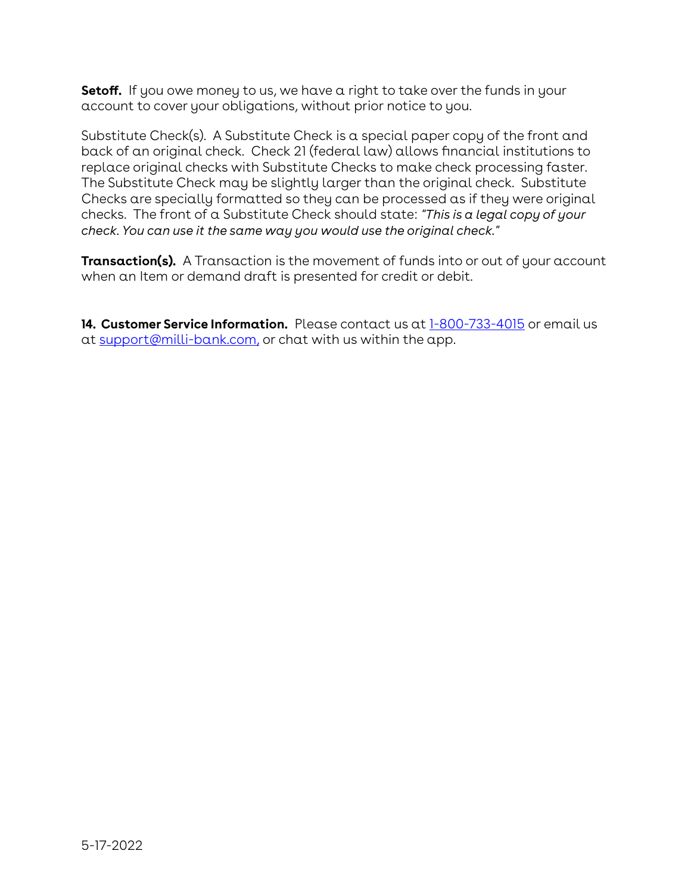**Setoff.** If you owe money to us, we have a right to take over the funds in your account to cover your obligations, without prior notice to you.

Substitute Check(s). A Substitute Check is a special paper copy of the front and back of an original check. Check 21 (federal law) allows financial institutions to replace original checks with Substitute Checks to make check processing faster. The Substitute Check may be slightly larger than the original check. Substitute Checks are specially formatted so they can be processed as if they were original checks. The front of a Substitute Check should state: *"This is a legal copy of your check. You can use it the same way you would use the original check."*

**Transaction(s).** A Transaction is the movement of funds into or out of your account when an Item or demand draft is presented for credit or debit.

**14. Customer Service Information.** Please contact us at 1-800-733-4015 or email us at support@milli-bank.com, or chat with us within the app.

5-17-2022